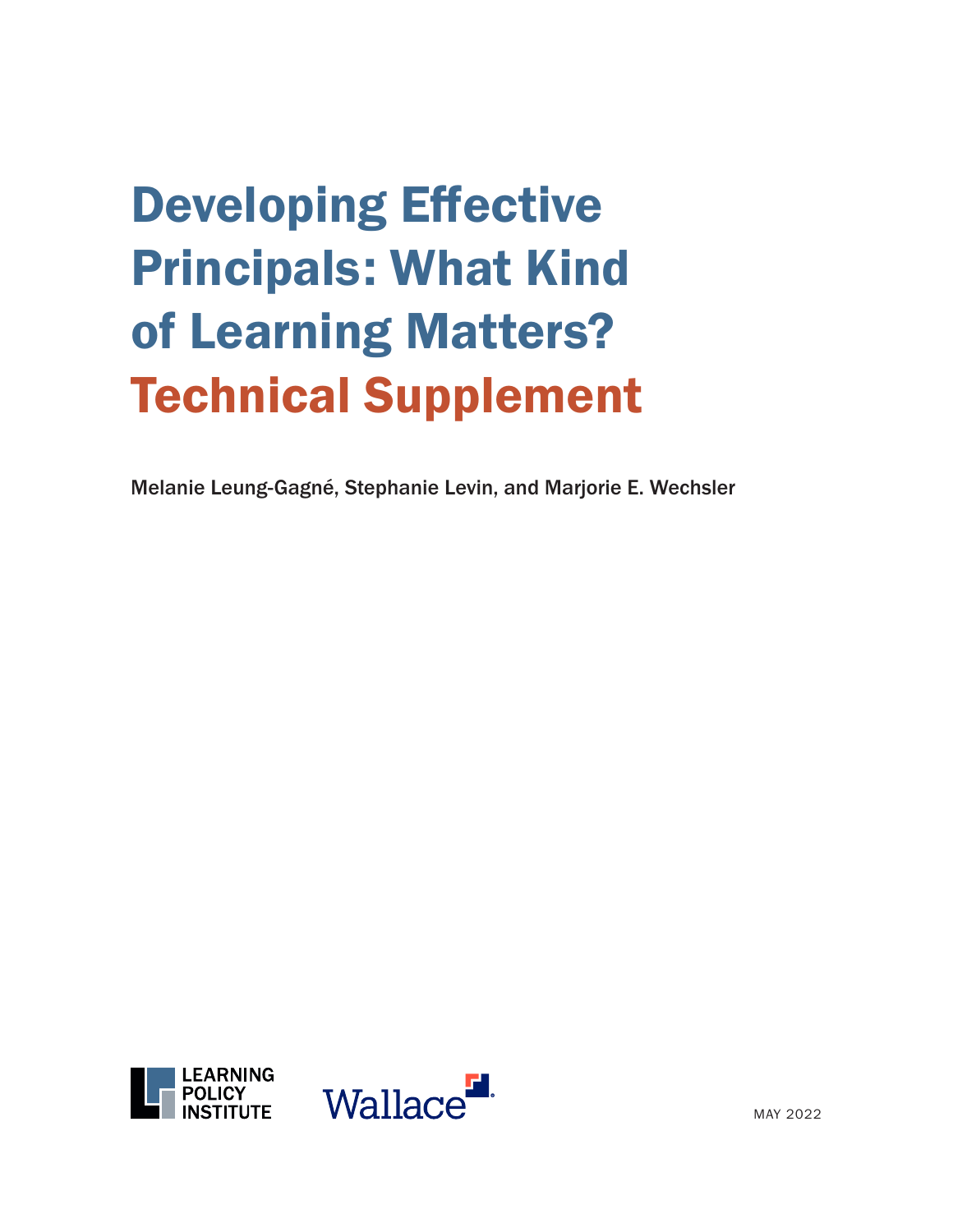# Developing Effective Principals: What Kind of Learning Matters?

## Technical Supplement

Melanie Leung-Gagné, Stephanie Levin, and Marjorie E. Wechsler

LEARNING POLICY INSTITUTE

Wallace

MAY 2022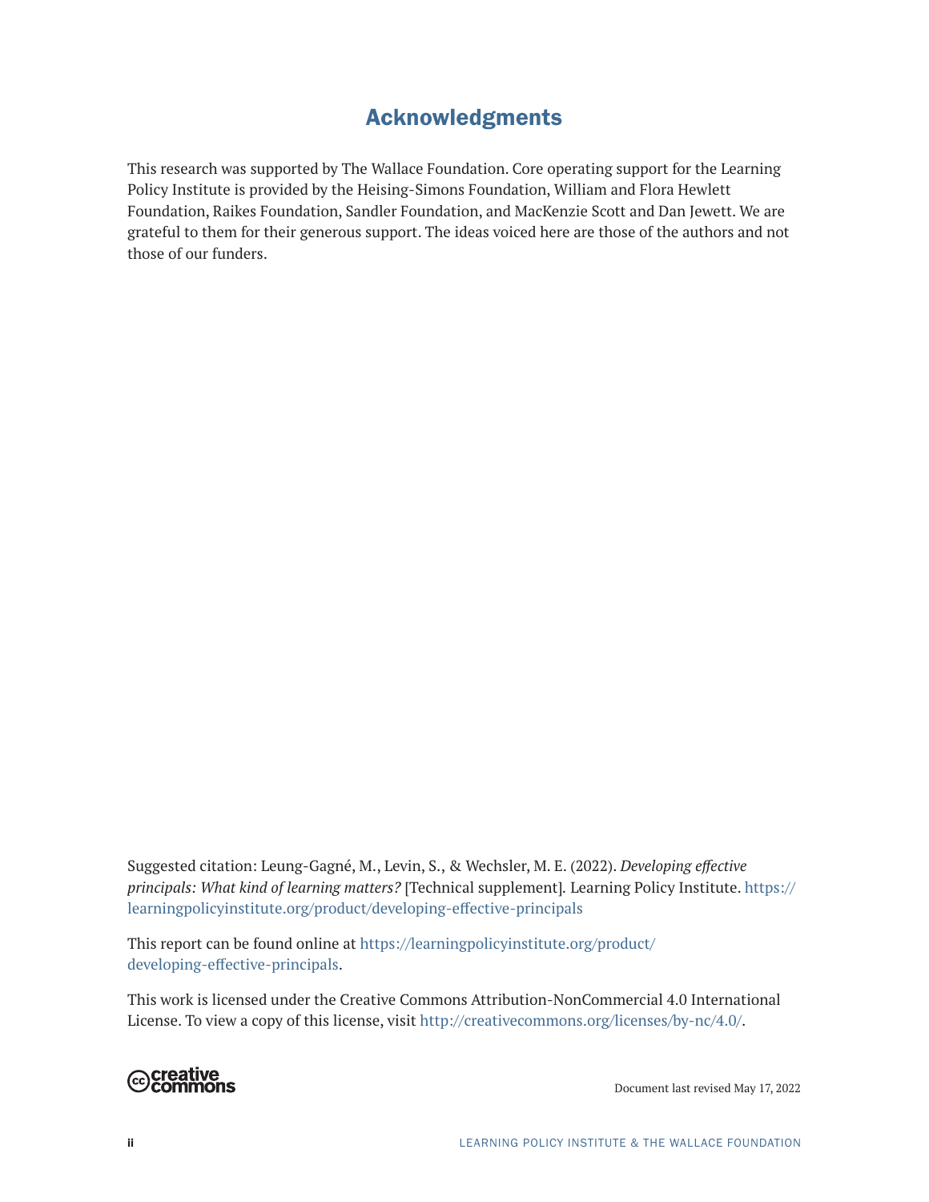## Acknowledgments

This research was supported by The Wallace Foundation. Core operating support for the Learning Policy Institute is provided by the Heising-Simons Foundation, William and Flora Hewlett Foundation, Raikes Foundation, Sandler Foundation, and MacKenzie Scott and Dan Jewett. We are grateful to them for their generous support. The ideas voiced here are those of the authors and not those of our funders.

Suggested citation: Leung-Gagné, M., Levin, S., & Wechsler, M. E. (2022). *Developing effective principals: What kind of learning matters?* [Technical supplement]. Learning Policy Institute. https://learningpolicyinstitute.org/product/developing-effective-principals

This report can be found online at https://learningpolicyinstitute.org/product/developing-effective-principals.

This work is licensed under the Creative Commons Attribution-NonCommercial 4.0 International License. To view a copy of this license, visit http://creativecommons.org/licenses/by-nc/4.0/.

Document last revised May 17, 2022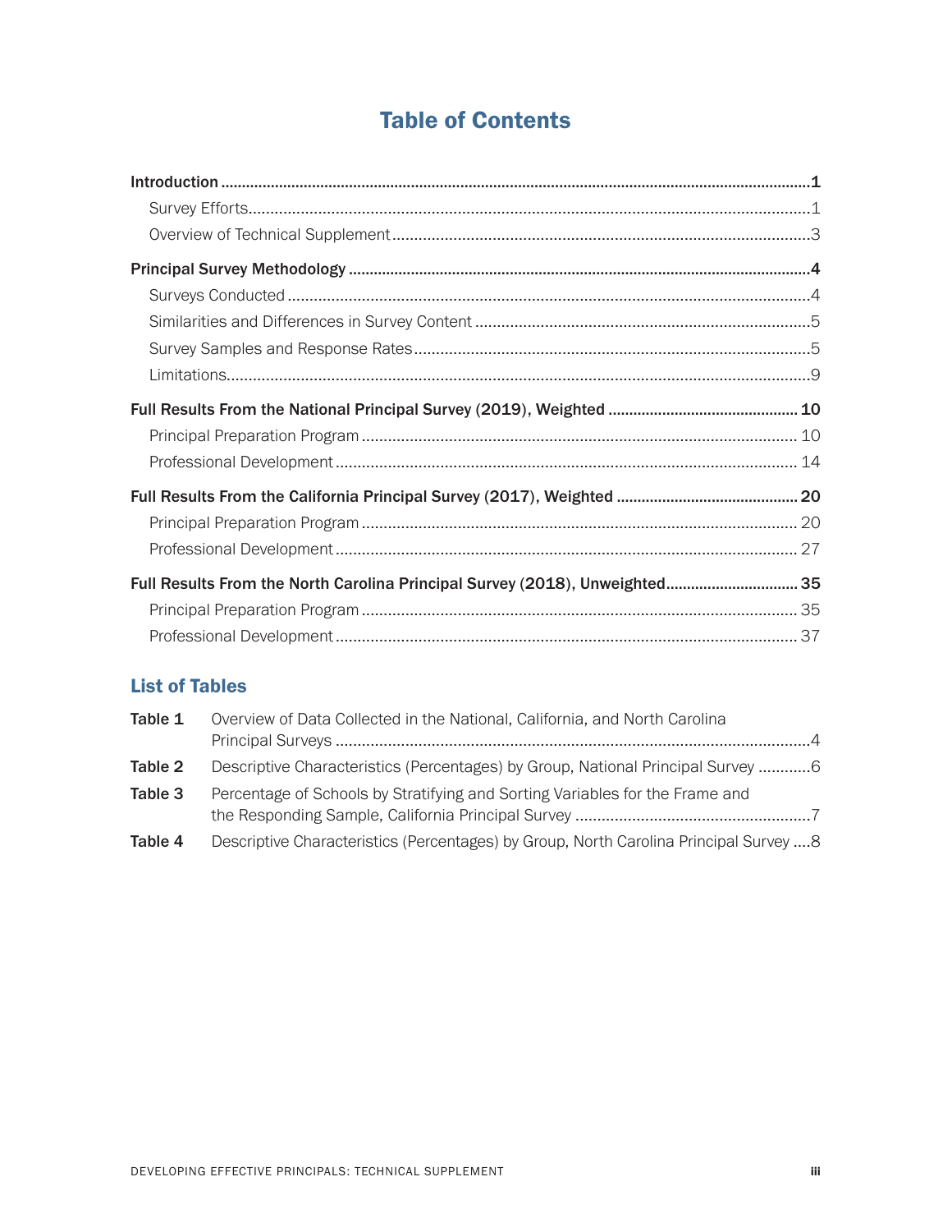# Table of Contents

**Introduction** ... **1**

- Survey Efforts ... 1
- Overview of Technical Supplement ... 3

**Principal Survey Methodology** ... **4**

- Surveys Conducted ... 4
- Similarities and Differences in Survey Content ... 5
- Survey Samples and Response Rates ... 5
- Limitations ... 9

**Full Results From the National Principal Survey (2019), Weighted** ... **10**

- Principal Preparation Program ... 10
- Professional Development ... 14

**Full Results From the California Principal Survey (2017), Weighted** ... **20**

- Principal Preparation Program ... 20
- Professional Development ... 27

**Full Results From the North Carolina Principal Survey (2018), Unweighted** ... **35**

- Principal Preparation Program ... 35
- Professional Development ... 37

## List of Tables

**Table 1** Overview of Data Collected in the National, California, and North Carolina Principal Surveys ... 4

**Table 2** Descriptive Characteristics (Percentages) by Group, National Principal Survey ... 6

**Table 3** Percentage of Schools by Stratifying and Sorting Variables for the Frame and the Responding Sample, California Principal Survey ... 7

**Table 4** Descriptive Characteristics (Percentages) by Group, North Carolina Principal Survey ... 8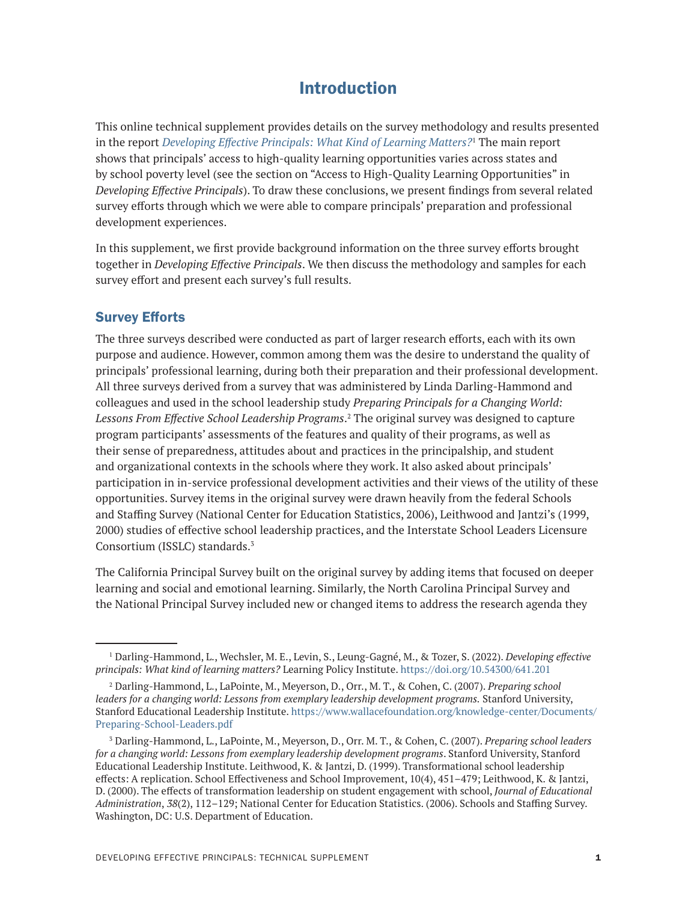# Introduction

This online technical supplement provides details on the survey methodology and results presented in the report *Developing Effective Principals: What Kind of Learning Matters?*[1] The main report shows that principals' access to high-quality learning opportunities varies across states and by school poverty level (see the section on "Access to High-Quality Learning Opportunities" in *Developing Effective Principals*). To draw these conclusions, we present findings from several related survey efforts through which we were able to compare principals' preparation and professional development experiences.

In this supplement, we first provide background information on the three survey efforts brought together in *Developing Effective Principals*. We then discuss the methodology and samples for each survey effort and present each survey's full results.

## Survey Efforts

The three surveys described were conducted as part of larger research efforts, each with its own purpose and audience. However, common among them was the desire to understand the quality of principals' professional learning, during both their preparation and their professional development. All three surveys derived from a survey that was administered by Linda Darling-Hammond and colleagues and used in the school leadership study *Preparing Principals for a Changing World: Lessons From Effective School Leadership Programs*.[2] The original survey was designed to capture program participants' assessments of the features and quality of their programs, as well as their sense of preparedness, attitudes about and practices in the principalship, and student and organizational contexts in the schools where they work. It also asked about principals' participation in in-service professional development activities and their views of the utility of these opportunities. Survey items in the original survey were drawn heavily from the federal Schools and Staffing Survey (National Center for Education Statistics, 2006), Leithwood and Jantzi's (1999, 2000) studies of effective school leadership practices, and the Interstate School Leaders Licensure Consortium (ISSLC) standards.[3]

The California Principal Survey built on the original survey by adding items that focused on deeper learning and social and emotional learning. Similarly, the North Carolina Principal Survey and the National Principal Survey included new or changed items to address the research agenda they

---

[1] Darling-Hammond, L., Wechsler, M. E., Levin, S., Leung-Gagné, M., & Tozer, S. (2022). *Developing effective principals: What kind of learning matters?* Learning Policy Institute. https://doi.org/10.54300/641.201

[2] Darling-Hammond, L., LaPointe, M., Meyerson, D., Orr., M. T., & Cohen, C. (2007). *Preparing school leaders for a changing world: Lessons from exemplary leadership development programs.* Stanford University, Stanford Educational Leadership Institute. https://www.wallacefoundation.org/knowledge-center/Documents/Preparing-School-Leaders.pdf

[3] Darling-Hammond, L., LaPointe, M., Meyerson, D., Orr. M. T., & Cohen, C. (2007). *Preparing school leaders for a changing world: Lessons from exemplary leadership development programs*. Stanford University, Stanford Educational Leadership Institute. Leithwood, K. & Jantzi, D. (1999). Transformational school leadership effects: A replication. School Effectiveness and School Improvement, 10(4), 451–479; Leithwood, K. & Jantzi, D. (2000). The effects of transformation leadership on student engagement with school, *Journal of Educational Administration*, *38*(2), 112–129; National Center for Education Statistics. (2006). Schools and Staffing Survey. Washington, DC: U.S. Department of Education.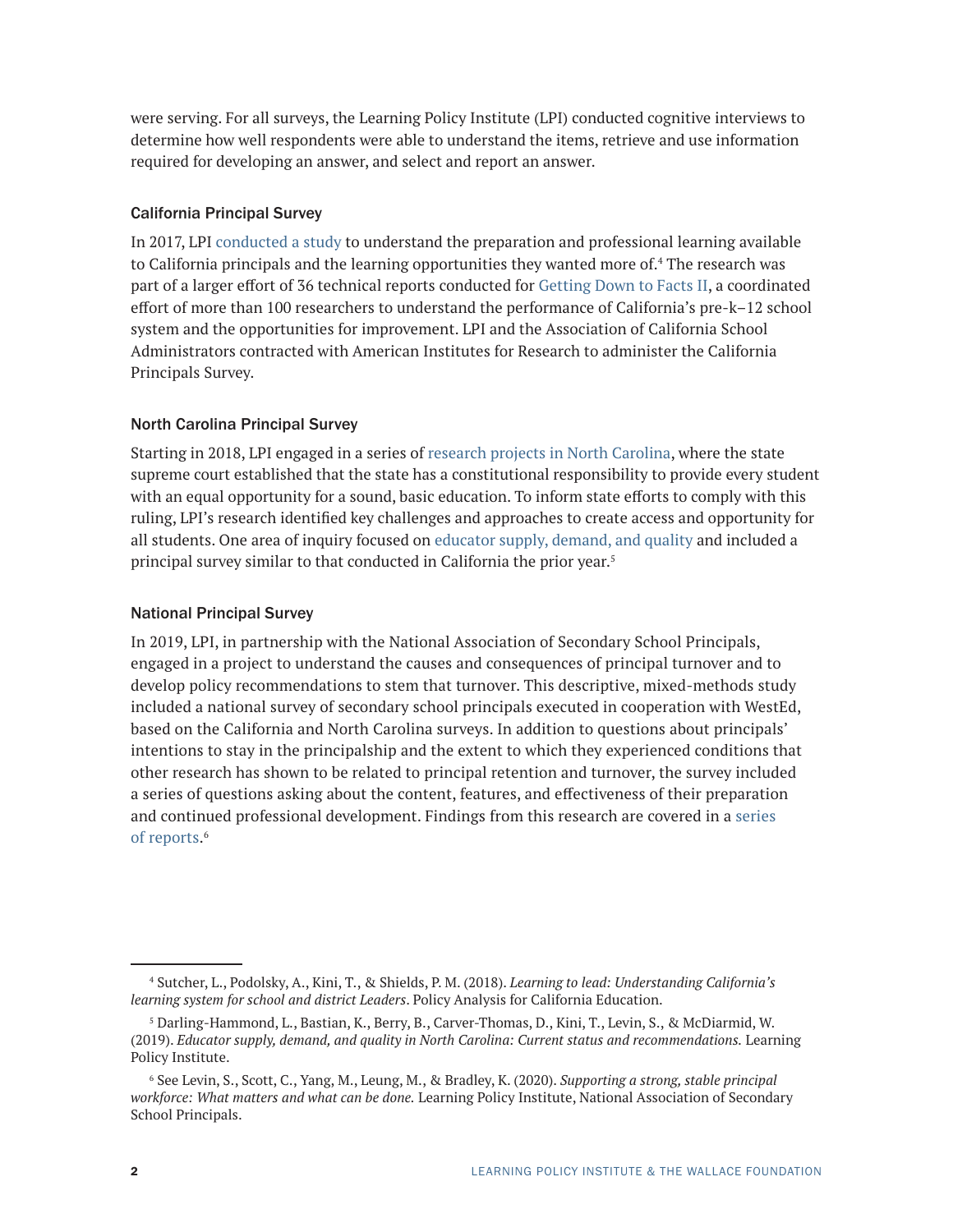were serving. For all surveys, the Learning Policy Institute (LPI) conducted cognitive interviews to determine how well respondents were able to understand the items, retrieve and use information required for developing an answer, and select and report an answer.

### California Principal Survey

In 2017, LPI conducted a study to understand the preparation and professional learning available to California principals and the learning opportunities they wanted more of.[4] The research was part of a larger effort of 36 technical reports conducted for Getting Down to Facts II, a coordinated effort of more than 100 researchers to understand the performance of California's pre-k–12 school system and the opportunities for improvement. LPI and the Association of California School Administrators contracted with American Institutes for Research to administer the California Principals Survey.

### North Carolina Principal Survey

Starting in 2018, LPI engaged in a series of research projects in North Carolina, where the state supreme court established that the state has a constitutional responsibility to provide every student with an equal opportunity for a sound, basic education. To inform state efforts to comply with this ruling, LPI's research identified key challenges and approaches to create access and opportunity for all students. One area of inquiry focused on educator supply, demand, and quality and included a principal survey similar to that conducted in California the prior year.[5]

### National Principal Survey

In 2019, LPI, in partnership with the National Association of Secondary School Principals, engaged in a project to understand the causes and consequences of principal turnover and to develop policy recommendations to stem that turnover. This descriptive, mixed-methods study included a national survey of secondary school principals executed in cooperation with WestEd, based on the California and North Carolina surveys. In addition to questions about principals' intentions to stay in the principalship and the extent to which they experienced conditions that other research has shown to be related to principal retention and turnover, the survey included a series of questions asking about the content, features, and effectiveness of their preparation and continued professional development. Findings from this research are covered in a series of reports.[6]

---

[4] Sutcher, L., Podolsky, A., Kini, T., & Shields, P. M. (2018). *Learning to lead: Understanding California's learning system for school and district Leaders*. Policy Analysis for California Education.

[5] Darling-Hammond, L., Bastian, K., Berry, B., Carver-Thomas, D., Kini, T., Levin, S., & McDiarmid, W. (2019). *Educator supply, demand, and quality in North Carolina: Current status and recommendations.* Learning Policy Institute.

[6] See Levin, S., Scott, C., Yang, M., Leung, M., & Bradley, K. (2020). *Supporting a strong, stable principal workforce: What matters and what can be done.* Learning Policy Institute, National Association of Secondary School Principals.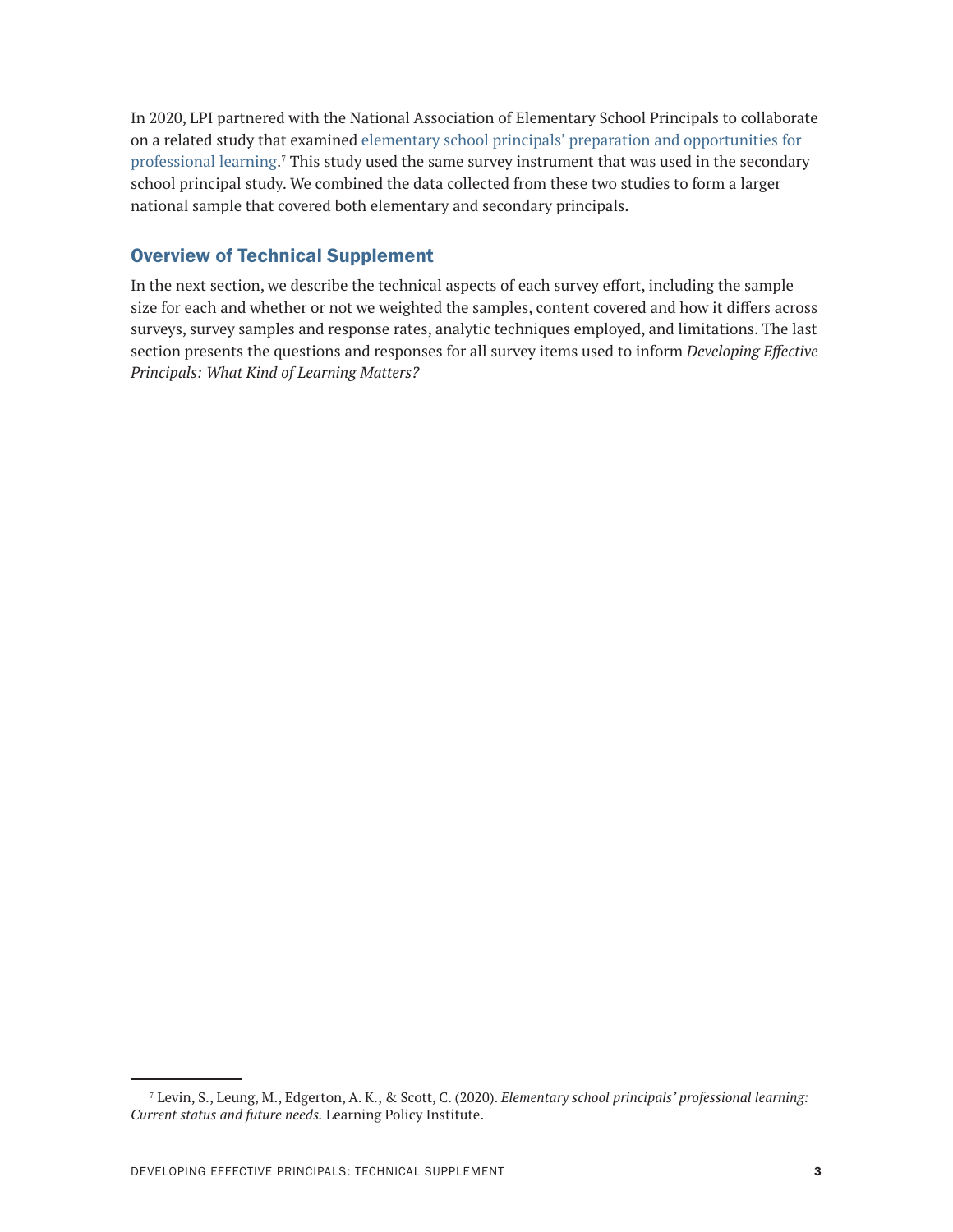In 2020, LPI partnered with the National Association of Elementary School Principals to collaborate on a related study that examined elementary school principals' preparation and opportunities for professional learning.[7] This study used the same survey instrument that was used in the secondary school principal study. We combined the data collected from these two studies to form a larger national sample that covered both elementary and secondary principals.

## Overview of Technical Supplement

In the next section, we describe the technical aspects of each survey effort, including the sample size for each and whether or not we weighted the samples, content covered and how it differs across surveys, survey samples and response rates, analytic techniques employed, and limitations. The last section presents the questions and responses for all survey items used to inform *Developing Effective Principals: What Kind of Learning Matters?*

---

[7] Levin, S., Leung, M., Edgerton, A. K., & Scott, C. (2020). *Elementary school principals' professional learning: Current status and future needs.* Learning Policy Institute.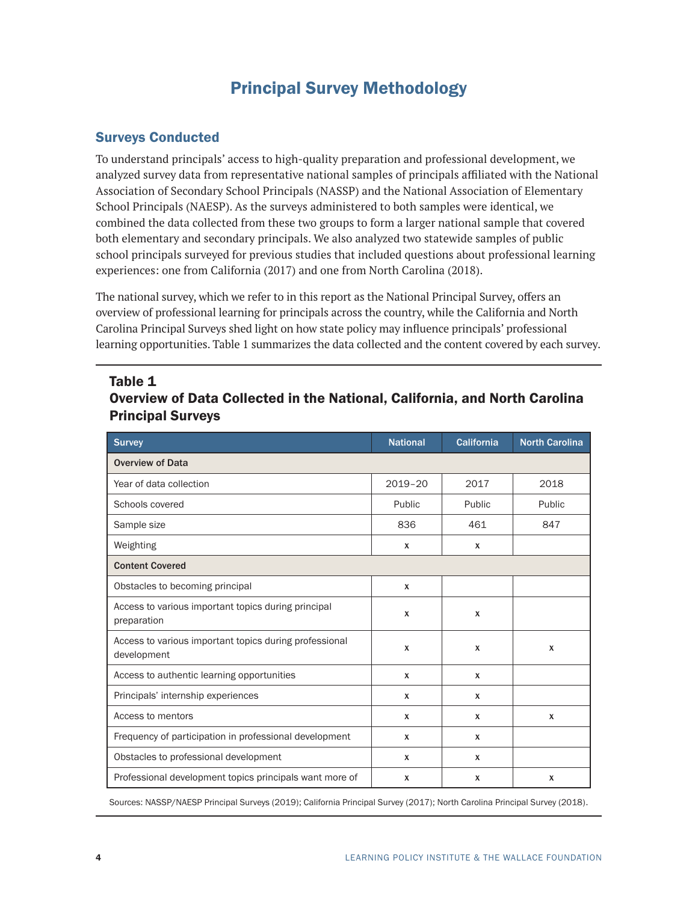# Principal Survey Methodology

## Surveys Conducted

To understand principals' access to high-quality preparation and professional development, we analyzed survey data from representative national samples of principals affiliated with the National Association of Secondary School Principals (NASSP) and the National Association of Elementary School Principals (NAESP). As the surveys administered to both samples were identical, we combined the data collected from these two groups to form a larger national sample that covered both elementary and secondary principals. We also analyzed two statewide samples of public school principals surveyed for previous studies that included questions about professional learning experiences: one from California (2017) and one from North Carolina (2018).

The national survey, which we refer to in this report as the National Principal Survey, offers an overview of professional learning for principals across the country, while the California and North Carolina Principal Surveys shed light on how state policy may influence principals' professional learning opportunities. Table 1 summarizes the data collected and the content covered by each survey.

### Table 1
### Overview of Data Collected in the National, California, and North Carolina Principal Surveys

| Survey | National | California | North Carolina |
|---|---|---|---|
| **Overview of Data** | | | |
| Year of data collection | 2019–20 | 2017 | 2018 |
| Schools covered | Public | Public | Public |
| Sample size | 836 | 461 | 847 |
| Weighting | x | x | |
| **Content Covered** | | | |
| Obstacles to becoming principal | x | | |
| Access to various important topics during principal preparation | x | x | |
| Access to various important topics during professional development | x | x | x |
| Access to authentic learning opportunities | x | x | |
| Principals' internship experiences | x | x | |
| Access to mentors | x | x | x |
| Frequency of participation in professional development | x | x | |
| Obstacles to professional development | x | x | |
| Professional development topics principals want more of | x | x | x |

Sources: NASSP/NAESP Principal Surveys (2019); California Principal Survey (2017); North Carolina Principal Survey (2018).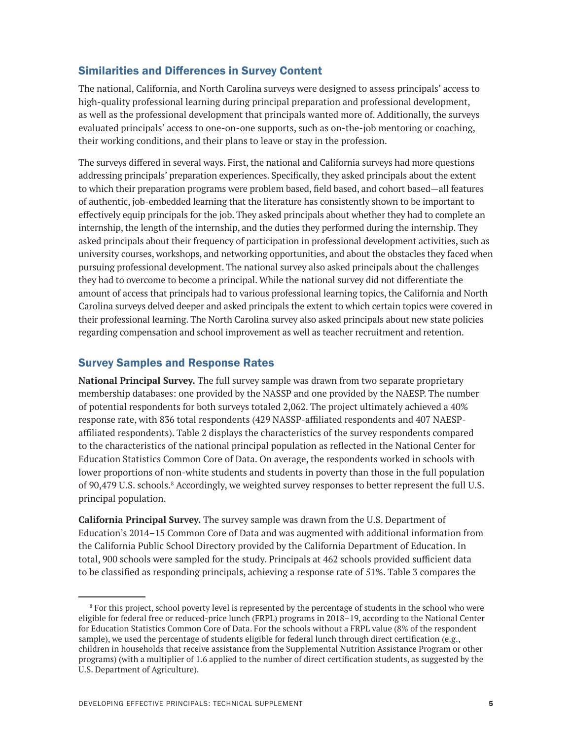## Similarities and Differences in Survey Content

The national, California, and North Carolina surveys were designed to assess principals' access to high-quality professional learning during principal preparation and professional development, as well as the professional development that principals wanted more of. Additionally, the surveys evaluated principals' access to one-on-one supports, such as on-the-job mentoring or coaching, their working conditions, and their plans to leave or stay in the profession.

The surveys differed in several ways. First, the national and California surveys had more questions addressing principals' preparation experiences. Specifically, they asked principals about the extent to which their preparation programs were problem based, field based, and cohort based—all features of authentic, job-embedded learning that the literature has consistently shown to be important to effectively equip principals for the job. They asked principals about whether they had to complete an internship, the length of the internship, and the duties they performed during the internship. They asked principals about their frequency of participation in professional development activities, such as university courses, workshops, and networking opportunities, and about the obstacles they faced when pursuing professional development. The national survey also asked principals about the challenges they had to overcome to become a principal. While the national survey did not differentiate the amount of access that principals had to various professional learning topics, the California and North Carolina surveys delved deeper and asked principals the extent to which certain topics were covered in their professional learning. The North Carolina survey also asked principals about new state policies regarding compensation and school improvement as well as teacher recruitment and retention.

## Survey Samples and Response Rates

**National Principal Survey.** The full survey sample was drawn from two separate proprietary membership databases: one provided by the NASSP and one provided by the NAESP. The number of potential respondents for both surveys totaled 2,062. The project ultimately achieved a 40% response rate, with 836 total respondents (429 NASSP-affiliated respondents and 407 NAESP-affiliated respondents). Table 2 displays the characteristics of the survey respondents compared to the characteristics of the national principal population as reflected in the National Center for Education Statistics Common Core of Data. On average, the respondents worked in schools with lower proportions of non-white students and students in poverty than those in the full population of 90,479 U.S. schools.[8] Accordingly, we weighted survey responses to better represent the full U.S. principal population.

**California Principal Survey.** The survey sample was drawn from the U.S. Department of Education's 2014–15 Common Core of Data and was augmented with additional information from the California Public School Directory provided by the California Department of Education. In total, 900 schools were sampled for the study. Principals at 462 schools provided sufficient data to be classified as responding principals, achieving a response rate of 51%. Table 3 compares the

[8] For this project, school poverty level is represented by the percentage of students in the school who were eligible for federal free or reduced-price lunch (FRPL) programs in 2018–19, according to the National Center for Education Statistics Common Core of Data. For the schools without a FRPL value (8% of the respondent sample), we used the percentage of students eligible for federal lunch through direct certification (e.g., children in households that receive assistance from the Supplemental Nutrition Assistance Program or other programs) (with a multiplier of 1.6 applied to the number of direct certification students, as suggested by the U.S. Department of Agriculture).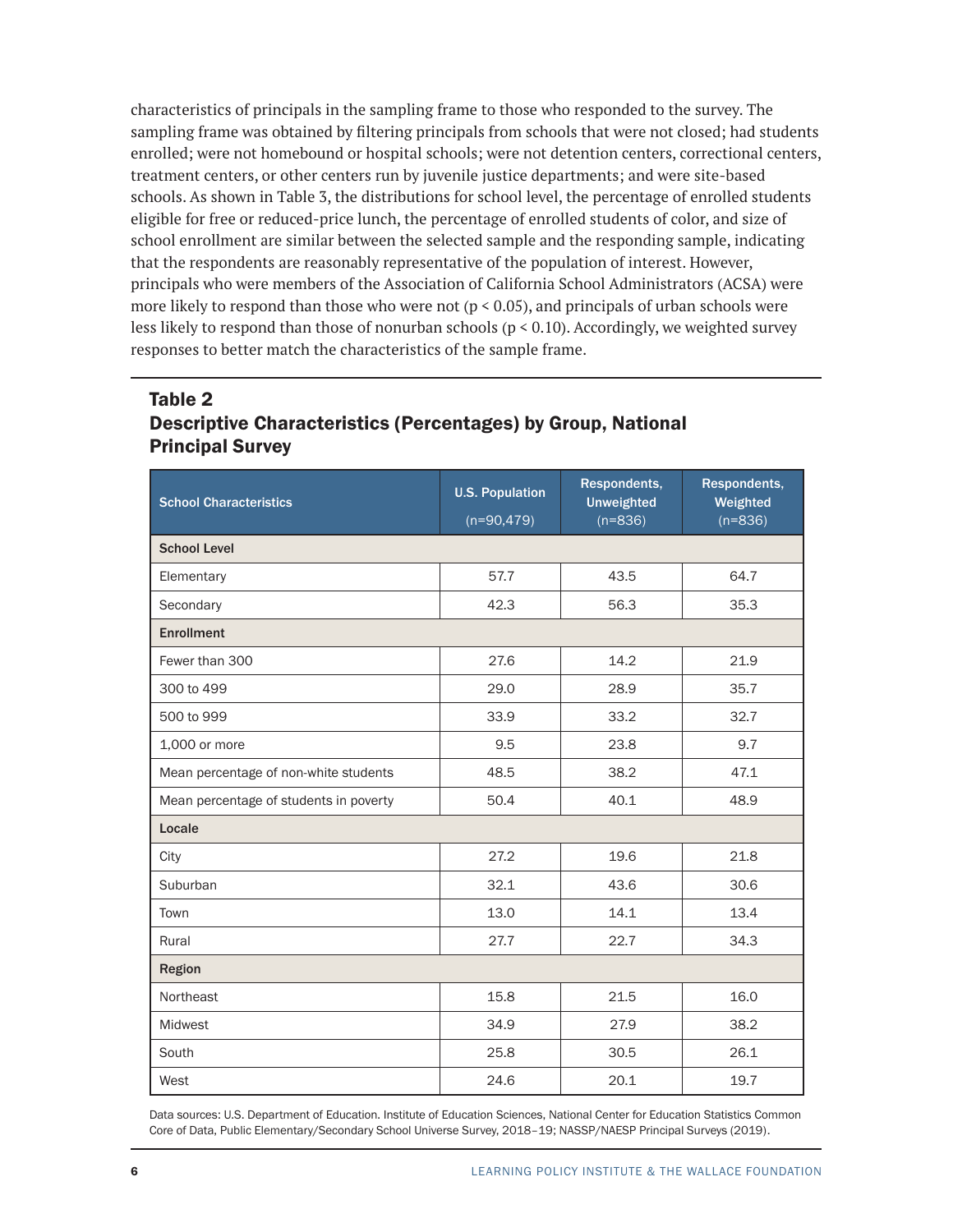characteristics of principals in the sampling frame to those who responded to the survey. The sampling frame was obtained by filtering principals from schools that were not closed; had students enrolled; were not homebound or hospital schools; were not detention centers, correctional centers, treatment centers, or other centers run by juvenile justice departments; and were site-based schools. As shown in Table 3, the distributions for school level, the percentage of enrolled students eligible for free or reduced-price lunch, the percentage of enrolled students of color, and size of school enrollment are similar between the selected sample and the responding sample, indicating that the respondents are reasonably representative of the population of interest. However, principals who were members of the Association of California School Administrators (ACSA) were more likely to respond than those who were not ($p < 0.05$), and principals of urban schools were less likely to respond than those of nonurban schools ($p < 0.10$). Accordingly, we weighted survey responses to better match the characteristics of the sample frame.

## Table 2
## Descriptive Characteristics (Percentages) by Group, National Principal Survey

| School Characteristics | U.S. Population (n=90,479) | Respondents, Unweighted (n=836) | Respondents, Weighted (n=836) |
|---|---|---|---|
| **School Level** | | | |
| Elementary | 57.7 | 43.5 | 64.7 |
| Secondary | 42.3 | 56.3 | 35.3 |
| **Enrollment** | | | |
| Fewer than 300 | 27.6 | 14.2 | 21.9 |
| 300 to 499 | 29.0 | 28.9 | 35.7 |
| 500 to 999 | 33.9 | 33.2 | 32.7 |
| 1,000 or more | 9.5 | 23.8 | 9.7 |
| Mean percentage of non-white students | 48.5 | 38.2 | 47.1 |
| Mean percentage of students in poverty | 50.4 | 40.1 | 48.9 |
| **Locale** | | | |
| City | 27.2 | 19.6 | 21.8 |
| Suburban | 32.1 | 43.6 | 30.6 |
| Town | 13.0 | 14.1 | 13.4 |
| Rural | 27.7 | 22.7 | 34.3 |
| **Region** | | | |
| Northeast | 15.8 | 21.5 | 16.0 |
| Midwest | 34.9 | 27.9 | 38.2 |
| South | 25.8 | 30.5 | 26.1 |
| West | 24.6 | 20.1 | 19.7 |

Data sources: U.S. Department of Education. Institute of Education Sciences, National Center for Education Statistics Common Core of Data, Public Elementary/Secondary School Universe Survey, 2018–19; NASSP/NAESP Principal Surveys (2019).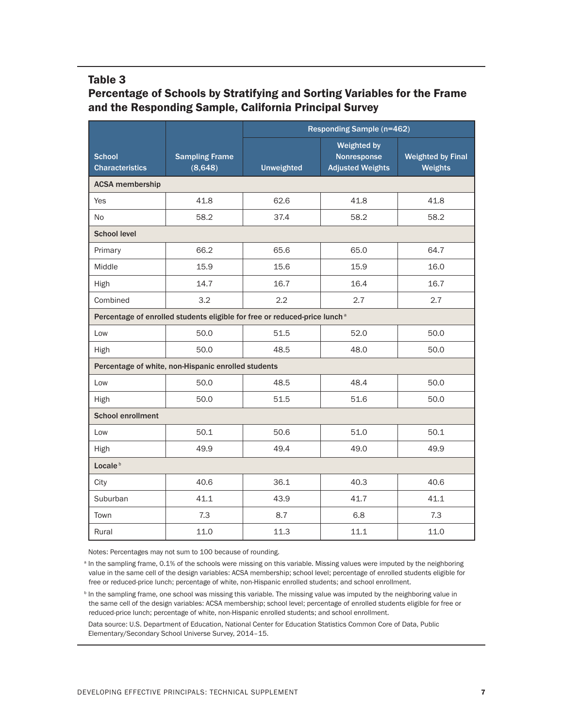### Table 3

### Percentage of Schools by Stratifying and Sorting Variables for the Frame and the Responding Sample, California Principal Survey

| School Characteristics | Sampling Frame (8,648) | Responding Sample (n=462) | | |
|---|---|---|---|---|
| | | Unweighted | Weighted by Nonresponse Adjusted Weights | Weighted by Final Weights |
| **ACSA membership** | | | | |
| Yes | 41.8 | 62.6 | 41.8 | 41.8 |
| No | 58.2 | 37.4 | 58.2 | 58.2 |
| **School level** | | | | |
| Primary | 66.2 | 65.6 | 65.0 | 64.7 |
| Middle | 15.9 | 15.6 | 15.9 | 16.0 |
| High | 14.7 | 16.7 | 16.4 | 16.7 |
| Combined | 3.2 | 2.2 | 2.7 | 2.7 |
| **Percentage of enrolled students eligible for free or reduced-price lunch** [a] | | | | |
| Low | 50.0 | 51.5 | 52.0 | 50.0 |
| High | 50.0 | 48.5 | 48.0 | 50.0 |
| **Percentage of white, non-Hispanic enrolled students** | | | | |
| Low | 50.0 | 48.5 | 48.4 | 50.0 |
| High | 50.0 | 51.5 | 51.6 | 50.0 |
| **School enrollment** | | | | |
| Low | 50.1 | 50.6 | 51.0 | 50.1 |
| High | 49.9 | 49.4 | 49.0 | 49.9 |
| **Locale** [b] | | | | |
| City | 40.6 | 36.1 | 40.3 | 40.6 |
| Suburban | 41.1 | 43.9 | 41.7 | 41.1 |
| Town | 7.3 | 8.7 | 6.8 | 7.3 |
| Rural | 11.0 | 11.3 | 11.1 | 11.0 |

Notes: Percentages may not sum to 100 because of rounding.

[a] In the sampling frame, 0.1% of the schools were missing on this variable. Missing values were imputed by the neighboring value in the same cell of the design variables: ACSA membership; school level; percentage of enrolled students eligible for free or reduced-price lunch; percentage of white, non-Hispanic enrolled students; and school enrollment.

[b] In the sampling frame, one school was missing this variable. The missing value was imputed by the neighboring value in the same cell of the design variables: ACSA membership; school level; percentage of enrolled students eligible for free or reduced-price lunch; percentage of white, non-Hispanic enrolled students; and school enrollment.

Data source: U.S. Department of Education, National Center for Education Statistics Common Core of Data, Public Elementary/Secondary School Universe Survey, 2014–15.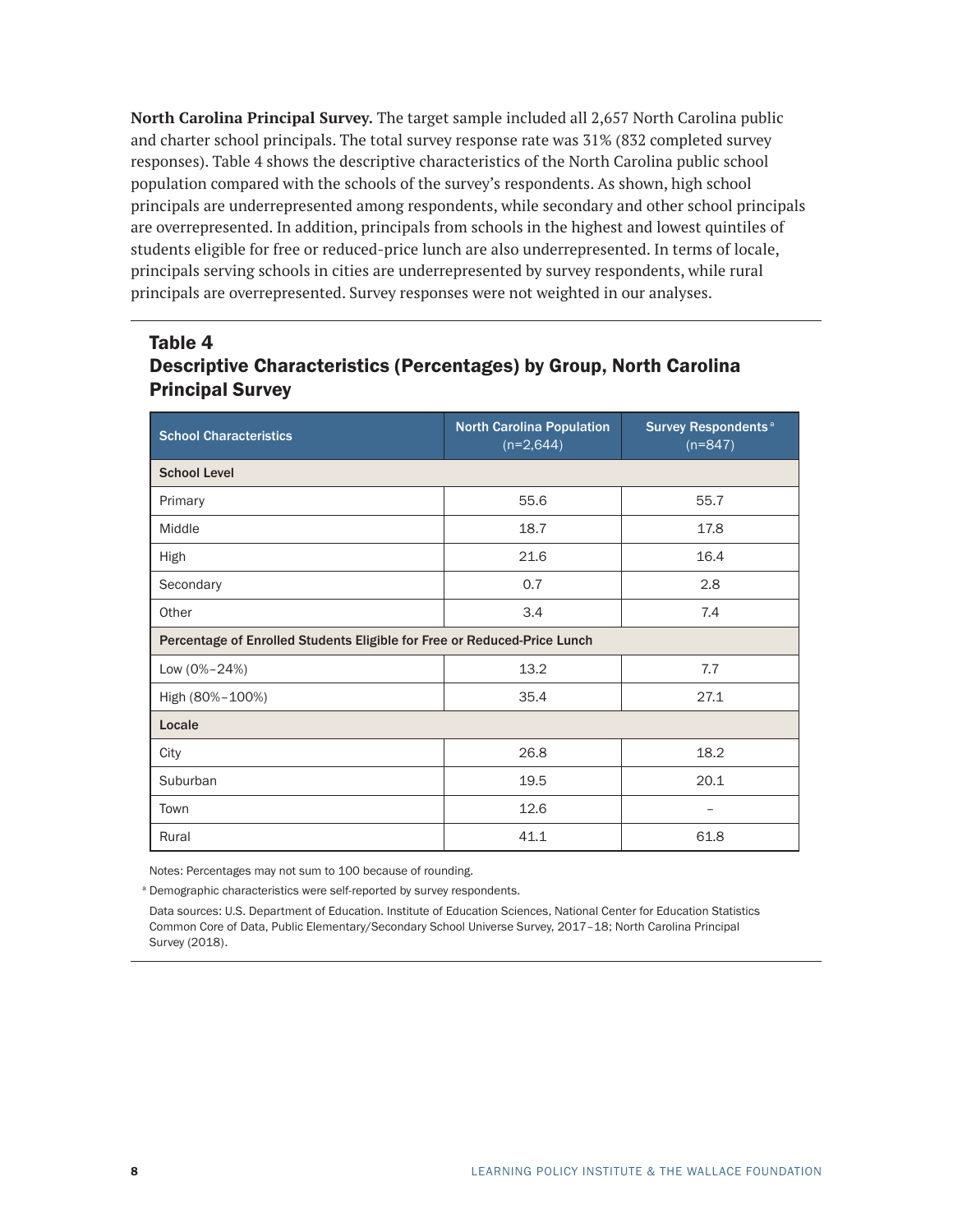**North Carolina Principal Survey.** The target sample included all 2,657 North Carolina public and charter school principals. The total survey response rate was 31% (832 completed survey responses). Table 4 shows the descriptive characteristics of the North Carolina public school population compared with the schools of the survey's respondents. As shown, high school principals are underrepresented among respondents, while secondary and other school principals are overrepresented. In addition, principals from schools in the highest and lowest quintiles of students eligible for free or reduced-price lunch are also underrepresented. In terms of locale, principals serving schools in cities are underrepresented by survey respondents, while rural principals are overrepresented. Survey responses were not weighted in our analyses.

## Table 4
## Descriptive Characteristics (Percentages) by Group, North Carolina Principal Survey

| School Characteristics | North Carolina Population (n=2,644) | Survey Respondents[a] (n=847) |
|---|---|---|
| **School Level** | | |
| Primary | 55.6 | 55.7 |
| Middle | 18.7 | 17.8 |
| High | 21.6 | 16.4 |
| Secondary | 0.7 | 2.8 |
| Other | 3.4 | 7.4 |
| **Percentage of Enrolled Students Eligible for Free or Reduced-Price Lunch** | | |
| Low (0%–24%) | 13.2 | 7.7 |
| High (80%–100%) | 35.4 | 27.1 |
| **Locale** | | |
| City | 26.8 | 18.2 |
| Suburban | 19.5 | 20.1 |
| Town | 12.6 | – |
| Rural | 41.1 | 61.8 |

Notes: Percentages may not sum to 100 because of rounding.

[a] Demographic characteristics were self-reported by survey respondents.

Data sources: U.S. Department of Education. Institute of Education Sciences, National Center for Education Statistics Common Core of Data, Public Elementary/Secondary School Universe Survey, 2017–18; North Carolina Principal Survey (2018).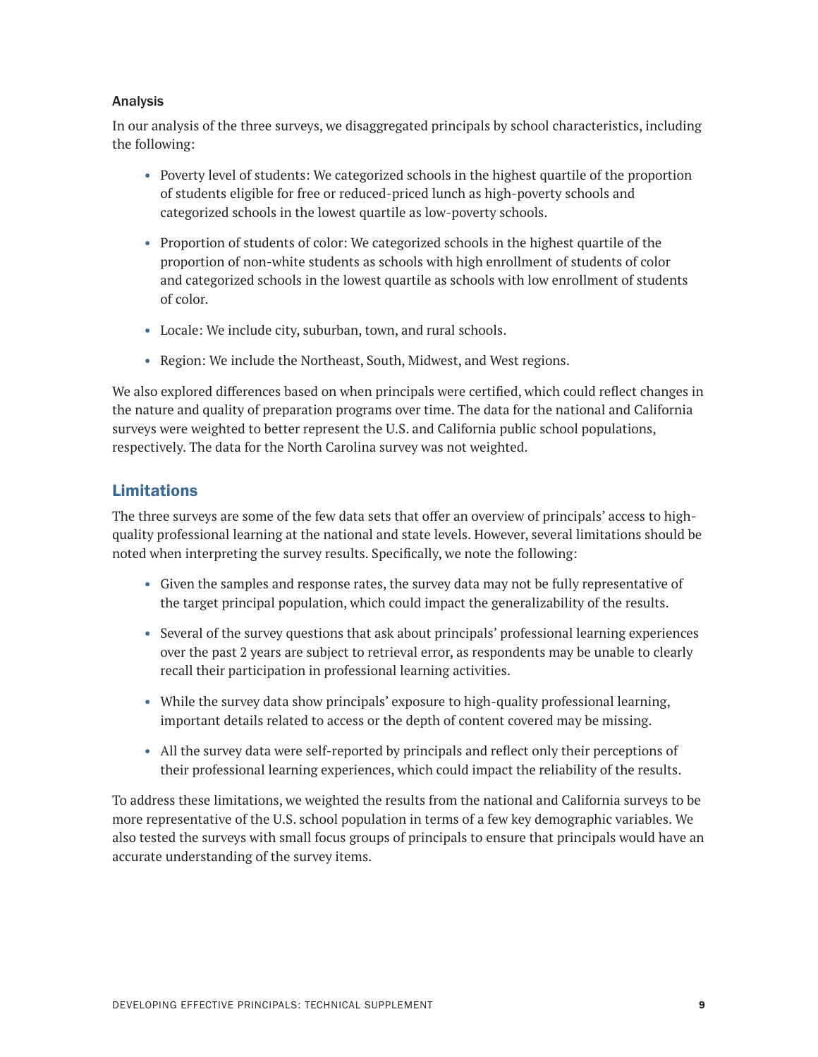### Analysis

In our analysis of the three surveys, we disaggregated principals by school characteristics, including the following:

- Poverty level of students: We categorized schools in the highest quartile of the proportion of students eligible for free or reduced-priced lunch as high-poverty schools and categorized schools in the lowest quartile as low-poverty schools.
- Proportion of students of color: We categorized schools in the highest quartile of the proportion of non-white students as schools with high enrollment of students of color and categorized schools in the lowest quartile as schools with low enrollment of students of color.
- Locale: We include city, suburban, town, and rural schools.
- Region: We include the Northeast, South, Midwest, and West regions.

We also explored differences based on when principals were certified, which could reflect changes in the nature and quality of preparation programs over time. The data for the national and California surveys were weighted to better represent the U.S. and California public school populations, respectively. The data for the North Carolina survey was not weighted.

## Limitations

The three surveys are some of the few data sets that offer an overview of principals' access to high-quality professional learning at the national and state levels. However, several limitations should be noted when interpreting the survey results. Specifically, we note the following:

- Given the samples and response rates, the survey data may not be fully representative of the target principal population, which could impact the generalizability of the results.
- Several of the survey questions that ask about principals' professional learning experiences over the past 2 years are subject to retrieval error, as respondents may be unable to clearly recall their participation in professional learning activities.
- While the survey data show principals' exposure to high-quality professional learning, important details related to access or the depth of content covered may be missing.
- All the survey data were self-reported by principals and reflect only their perceptions of their professional learning experiences, which could impact the reliability of the results.

To address these limitations, we weighted the results from the national and California surveys to be more representative of the U.S. school population in terms of a few key demographic variables. We also tested the surveys with small focus groups of principals to ensure that principals would have an accurate understanding of the survey items.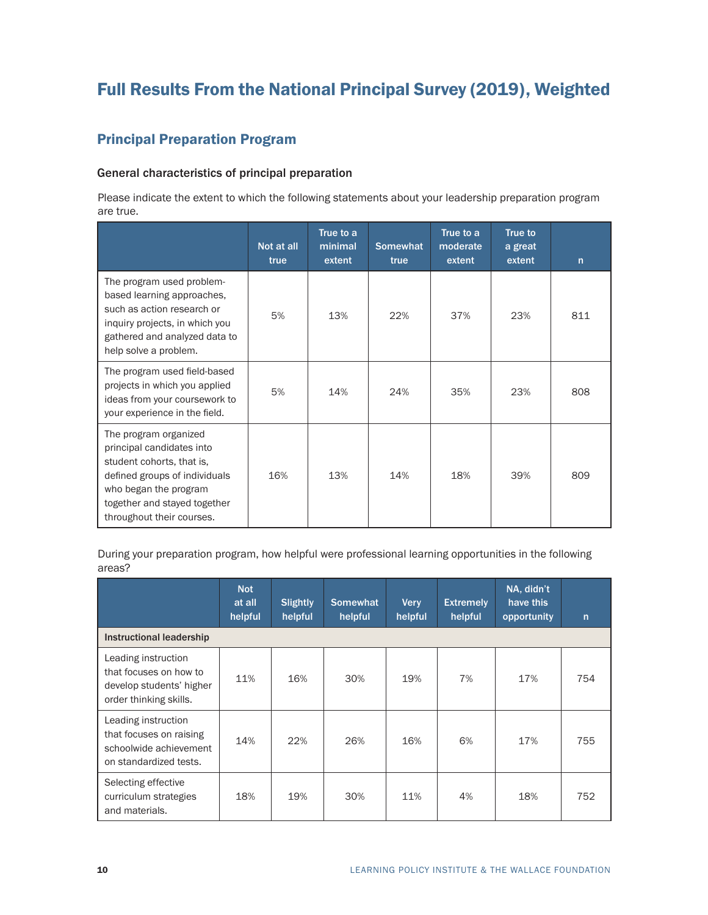# Full Results From the National Principal Survey (2019), Weighted

## Principal Preparation Program

### General characteristics of principal preparation

Please indicate the extent to which the following statements about your leadership preparation program are true.

| | Not at all true | True to a minimal extent | Somewhat true | True to a moderate extent | True to a great extent | n |
|---|---|---|---|---|---|---|
| The program used problem-based learning approaches, such as action research or inquiry projects, in which you gathered and analyzed data to help solve a problem. | 5% | 13% | 22% | 37% | 23% | 811 |
| The program used field-based projects in which you applied ideas from your coursework to your experience in the field. | 5% | 14% | 24% | 35% | 23% | 808 |
| The program organized principal candidates into student cohorts, that is, defined groups of individuals who began the program together and stayed together throughout their courses. | 16% | 13% | 14% | 18% | 39% | 809 |

During your preparation program, how helpful were professional learning opportunities in the following areas?

| | Not at all helpful | Slightly helpful | Somewhat helpful | Very helpful | Extremely helpful | NA, didn't have this opportunity | n |
|---|---|---|---|---|---|---|---|
| **Instructional leadership** | | | | | | | |
| Leading instruction that focuses on how to develop students' higher order thinking skills. | 11% | 16% | 30% | 19% | 7% | 17% | 754 |
| Leading instruction that focuses on raising schoolwide achievement on standardized tests. | 14% | 22% | 26% | 16% | 6% | 17% | 755 |
| Selecting effective curriculum strategies and materials. | 18% | 19% | 30% | 11% | 4% | 18% | 752 |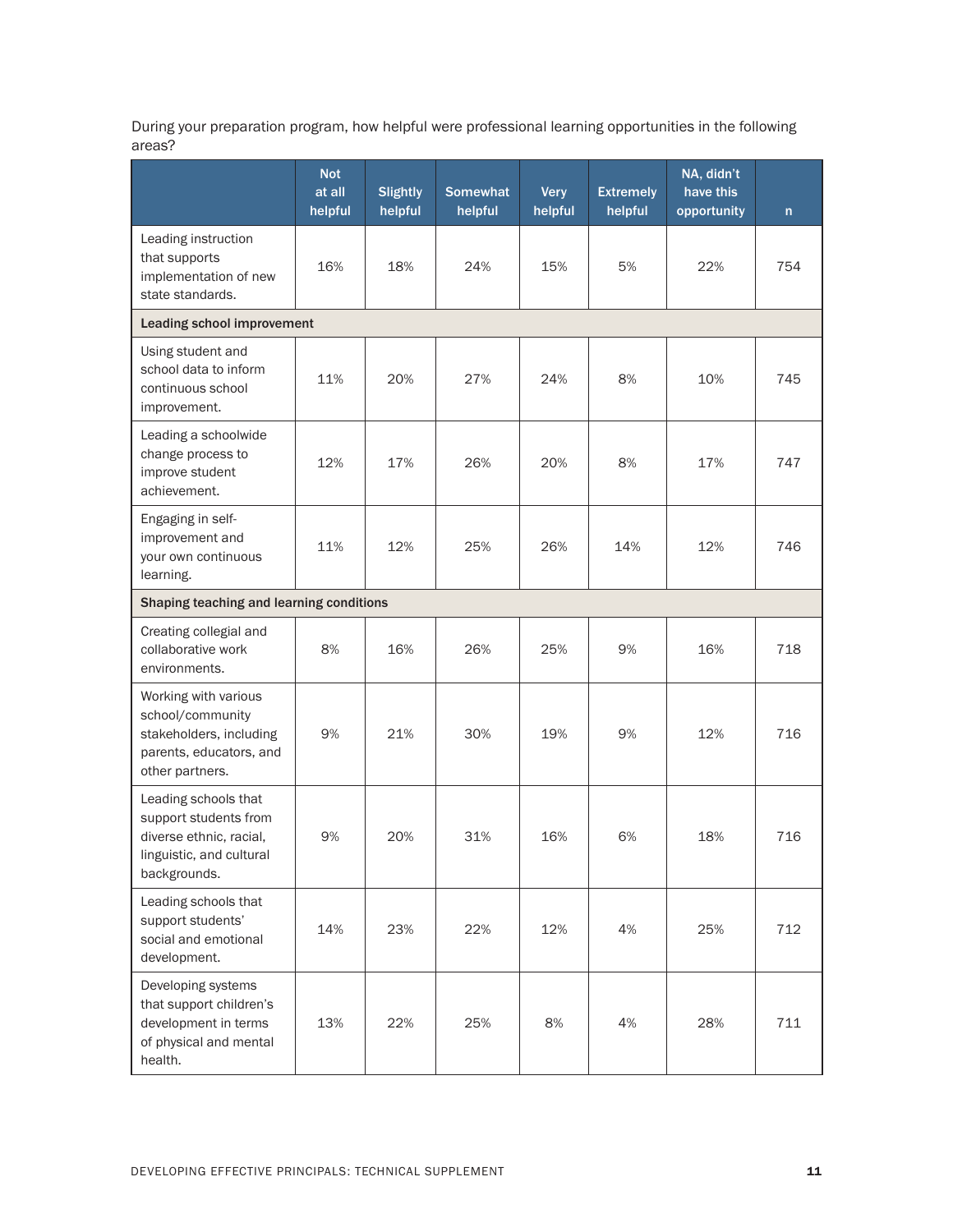During your preparation program, how helpful were professional learning opportunities in the following areas?

| | Not at all helpful | Slightly helpful | Somewhat helpful | Very helpful | Extremely helpful | NA, didn't have this opportunity | n |
|---|---|---|---|---|---|---|---|
| Leading instruction that supports implementation of new state standards. | 16% | 18% | 24% | 15% | 5% | 22% | 754 |
| **Leading school improvement** | | | | | | | |
| Using student and school data to inform continuous school improvement. | 11% | 20% | 27% | 24% | 8% | 10% | 745 |
| Leading a schoolwide change process to improve student achievement. | 12% | 17% | 26% | 20% | 8% | 17% | 747 |
| Engaging in self-improvement and your own continuous learning. | 11% | 12% | 25% | 26% | 14% | 12% | 746 |
| **Shaping teaching and learning conditions** | | | | | | | |
| Creating collegial and collaborative work environments. | 8% | 16% | 26% | 25% | 9% | 16% | 718 |
| Working with various school/community stakeholders, including parents, educators, and other partners. | 9% | 21% | 30% | 19% | 9% | 12% | 716 |
| Leading schools that support students from diverse ethnic, racial, linguistic, and cultural backgrounds. | 9% | 20% | 31% | 16% | 6% | 18% | 716 |
| Leading schools that support students' social and emotional development. | 14% | 23% | 22% | 12% | 4% | 25% | 712 |
| Developing systems that support children's development in terms of physical and mental health. | 13% | 22% | 25% | 8% | 4% | 28% | 711 |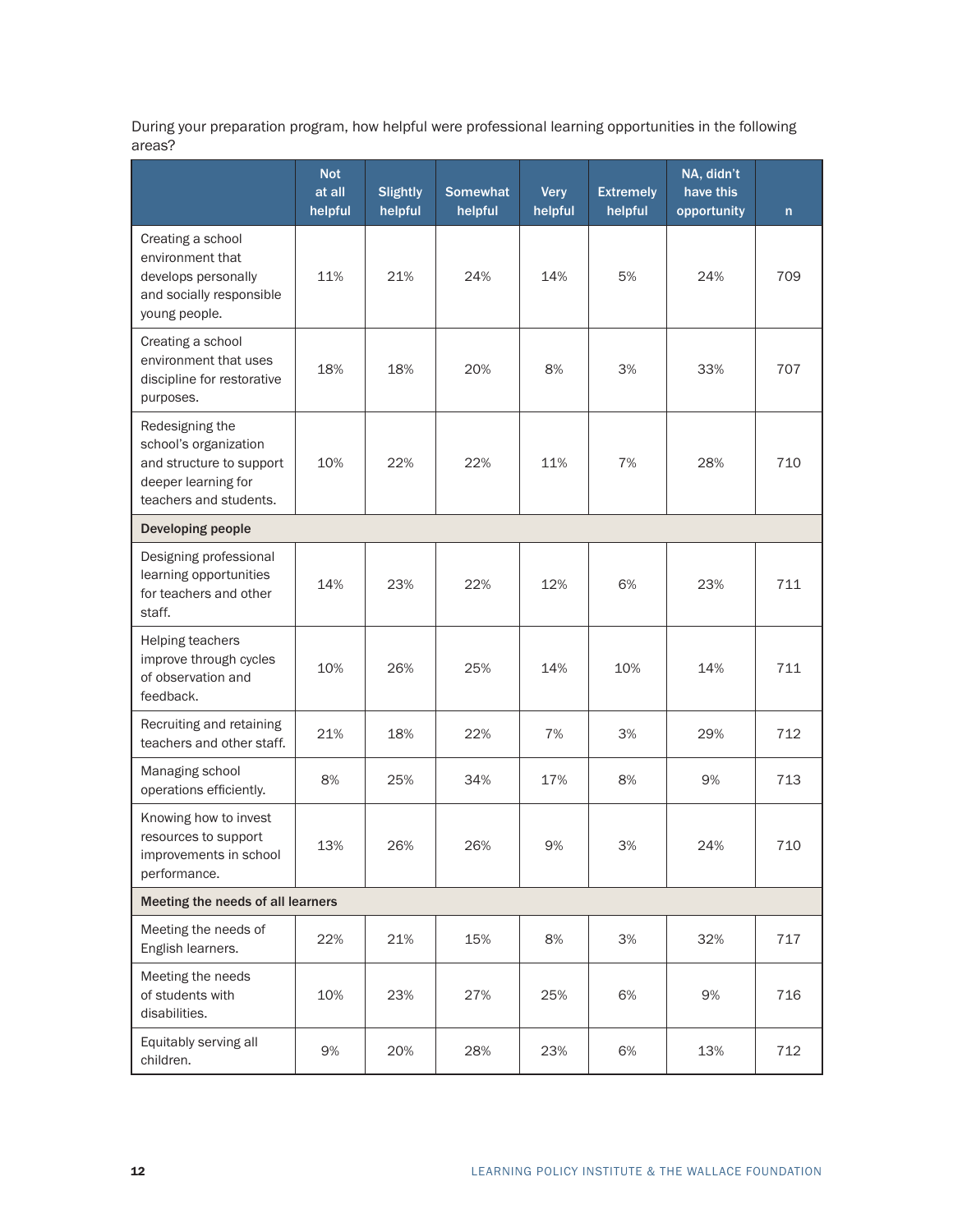During your preparation program, how helpful were professional learning opportunities in the following areas?

| | Not at all helpful | Slightly helpful | Somewhat helpful | Very helpful | Extremely helpful | NA, didn't have this opportunity | n |
|---|---|---|---|---|---|---|---|
| Creating a school environment that develops personally and socially responsible young people. | 11% | 21% | 24% | 14% | 5% | 24% | 709 |
| Creating a school environment that uses discipline for restorative purposes. | 18% | 18% | 20% | 8% | 3% | 33% | 707 |
| Redesigning the school's organization and structure to support deeper learning for teachers and students. | 10% | 22% | 22% | 11% | 7% | 28% | 710 |
| **Developing people** | | | | | | | |
| Designing professional learning opportunities for teachers and other staff. | 14% | 23% | 22% | 12% | 6% | 23% | 711 |
| Helping teachers improve through cycles of observation and feedback. | 10% | 26% | 25% | 14% | 10% | 14% | 711 |
| Recruiting and retaining teachers and other staff. | 21% | 18% | 22% | 7% | 3% | 29% | 712 |
| Managing school operations efficiently. | 8% | 25% | 34% | 17% | 8% | 9% | 713 |
| Knowing how to invest resources to support improvements in school performance. | 13% | 26% | 26% | 9% | 3% | 24% | 710 |
| **Meeting the needs of all learners** | | | | | | | |
| Meeting the needs of English learners. | 22% | 21% | 15% | 8% | 3% | 32% | 717 |
| Meeting the needs of students with disabilities. | 10% | 23% | 27% | 25% | 6% | 9% | 716 |
| Equitably serving all children. | 9% | 20% | 28% | 23% | 6% | 13% | 712 |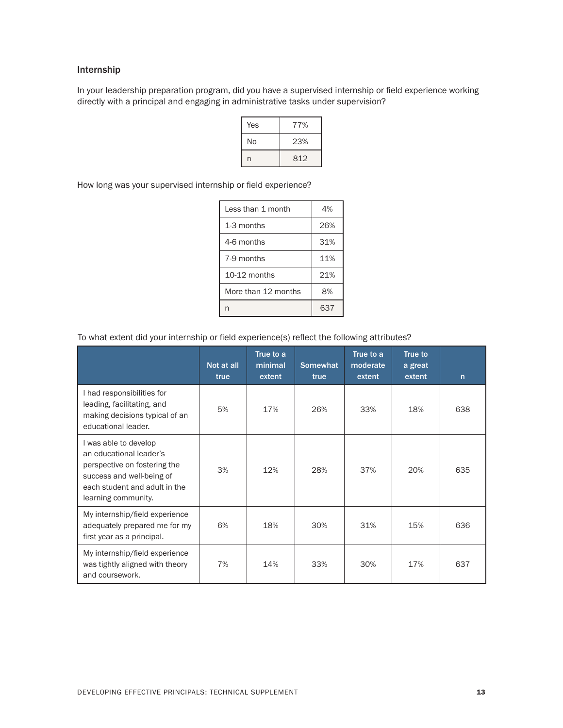### Internship

In your leadership preparation program, did you have a supervised internship or field experience working directly with a principal and engaging in administrative tasks under supervision?

| | |
|---|---|
| Yes | 77% |
| No | 23% |
| n | 812 |

How long was your supervised internship or field experience?

| | |
|---|---|
| Less than 1 month | 4% |
| 1-3 months | 26% |
| 4-6 months | 31% |
| 7-9 months | 11% |
| 10-12 months | 21% |
| More than 12 months | 8% |
| n | 637 |

To what extent did your internship or field experience(s) reflect the following attributes?

| | Not at all true | True to a minimal extent | Somewhat true | True to a moderate extent | True to a great extent | n |
|---|---|---|---|---|---|---|
| I had responsibilities for leading, facilitating, and making decisions typical of an educational leader. | 5% | 17% | 26% | 33% | 18% | 638 |
| I was able to develop an educational leader's perspective on fostering the success and well-being of each student and adult in the learning community. | 3% | 12% | 28% | 37% | 20% | 635 |
| My internship/field experience adequately prepared me for my first year as a principal. | 6% | 18% | 30% | 31% | 15% | 636 |
| My internship/field experience was tightly aligned with theory and coursework. | 7% | 14% | 33% | 30% | 17% | 637 |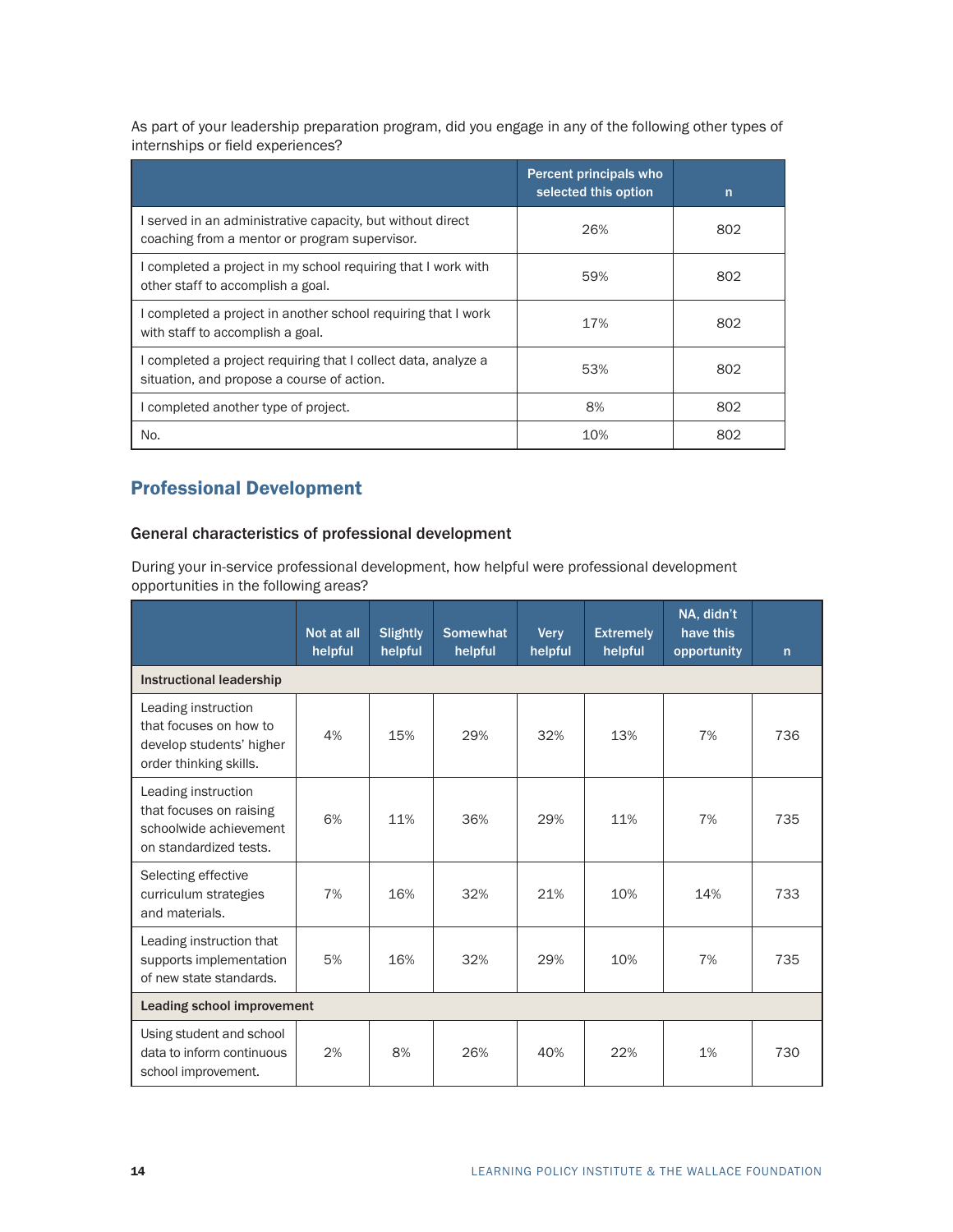As part of your leadership preparation program, did you engage in any of the following other types of internships or field experiences?

| | Percent principals who selected this option | n |
|---|---|---|
| I served in an administrative capacity, but without direct coaching from a mentor or program supervisor. | 26% | 802 |
| I completed a project in my school requiring that I work with other staff to accomplish a goal. | 59% | 802 |
| I completed a project in another school requiring that I work with staff to accomplish a goal. | 17% | 802 |
| I completed a project requiring that I collect data, analyze a situation, and propose a course of action. | 53% | 802 |
| I completed another type of project. | 8% | 802 |
| No. | 10% | 802 |

## Professional Development

### General characteristics of professional development

During your in-service professional development, how helpful were professional development opportunities in the following areas?

| | Not at all helpful | Slightly helpful | Somewhat helpful | Very helpful | Extremely helpful | NA, didn't have this opportunity | n |
|---|---|---|---|---|---|---|---|
| **Instructional leadership** | | | | | | | |
| Leading instruction that focuses on how to develop students' higher order thinking skills. | 4% | 15% | 29% | 32% | 13% | 7% | 736 |
| Leading instruction that focuses on raising schoolwide achievement on standardized tests. | 6% | 11% | 36% | 29% | 11% | 7% | 735 |
| Selecting effective curriculum strategies and materials. | 7% | 16% | 32% | 21% | 10% | 14% | 733 |
| Leading instruction that supports implementation of new state standards. | 5% | 16% | 32% | 29% | 10% | 7% | 735 |
| **Leading school improvement** | | | | | | | |
| Using student and school data to inform continuous school improvement. | 2% | 8% | 26% | 40% | 22% | 1% | 730 |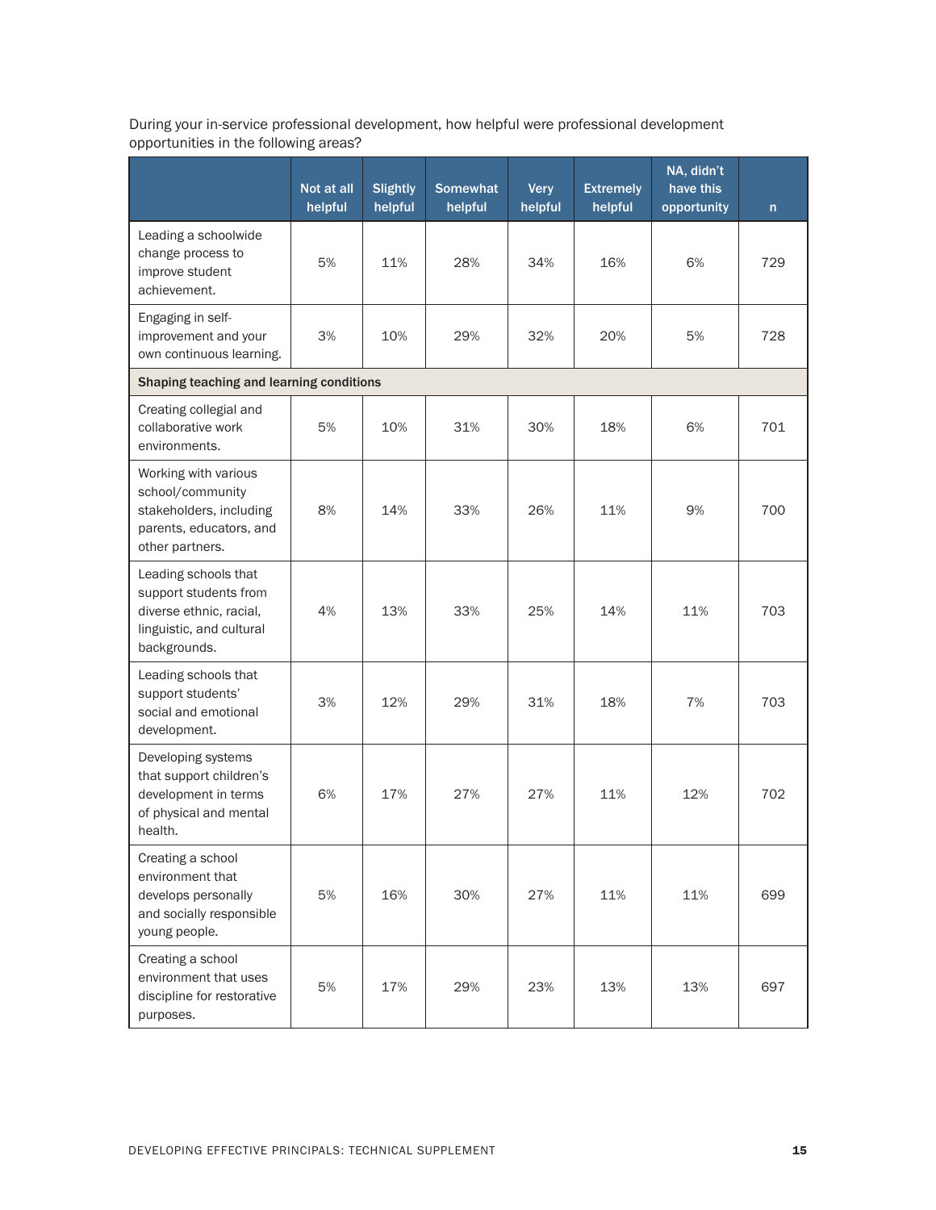During your in-service professional development, how helpful were professional development opportunities in the following areas?

| | Not at all helpful | Slightly helpful | Somewhat helpful | Very helpful | Extremely helpful | NA, didn't have this opportunity | n |
|---|---|---|---|---|---|---|---|
| Leading a schoolwide change process to improve student achievement. | 5% | 11% | 28% | 34% | 16% | 6% | 729 |
| Engaging in self-improvement and your own continuous learning. | 3% | 10% | 29% | 32% | 20% | 5% | 728 |
| **Shaping teaching and learning conditions** | | | | | | | |
| Creating collegial and collaborative work environments. | 5% | 10% | 31% | 30% | 18% | 6% | 701 |
| Working with various school/community stakeholders, including parents, educators, and other partners. | 8% | 14% | 33% | 26% | 11% | 9% | 700 |
| Leading schools that support students from diverse ethnic, racial, linguistic, and cultural backgrounds. | 4% | 13% | 33% | 25% | 14% | 11% | 703 |
| Leading schools that support students' social and emotional development. | 3% | 12% | 29% | 31% | 18% | 7% | 703 |
| Developing systems that support children's development in terms of physical and mental health. | 6% | 17% | 27% | 27% | 11% | 12% | 702 |
| Creating a school environment that develops personally and socially responsible young people. | 5% | 16% | 30% | 27% | 11% | 11% | 699 |
| Creating a school environment that uses discipline for restorative purposes. | 5% | 17% | 29% | 23% | 13% | 13% | 697 |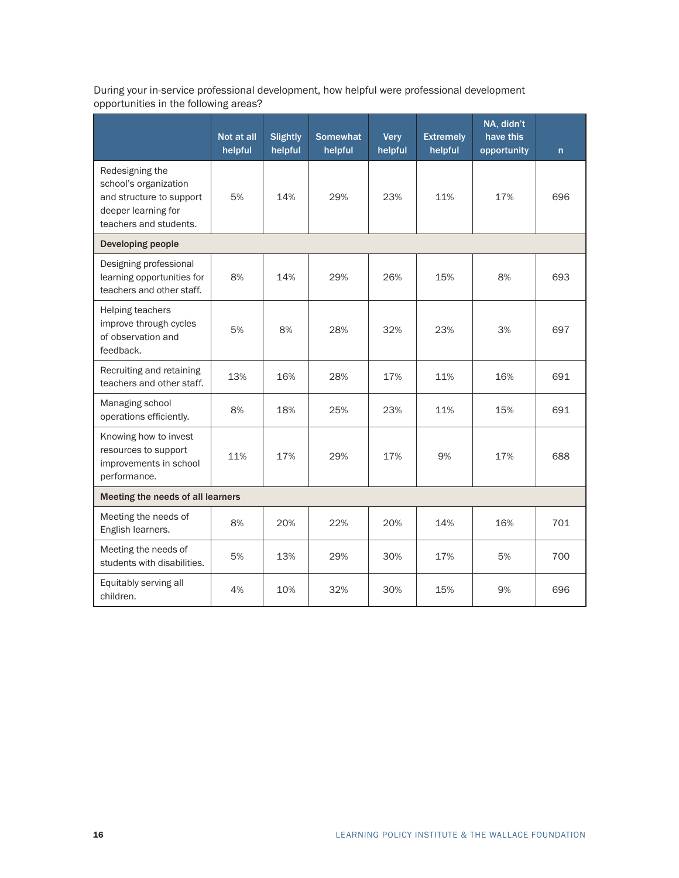During your in-service professional development, how helpful were professional development opportunities in the following areas?

| | Not at all helpful | Slightly helpful | Somewhat helpful | Very helpful | Extremely helpful | NA, didn't have this opportunity | n |
|---|---|---|---|---|---|---|---|
| Redesigning the school's organization and structure to support deeper learning for teachers and students. | 5% | 14% | 29% | 23% | 11% | 17% | 696 |
| **Developing people** | | | | | | | |
| Designing professional learning opportunities for teachers and other staff. | 8% | 14% | 29% | 26% | 15% | 8% | 693 |
| Helping teachers improve through cycles of observation and feedback. | 5% | 8% | 28% | 32% | 23% | 3% | 697 |
| Recruiting and retaining teachers and other staff. | 13% | 16% | 28% | 17% | 11% | 16% | 691 |
| Managing school operations efficiently. | 8% | 18% | 25% | 23% | 11% | 15% | 691 |
| Knowing how to invest resources to support improvements in school performance. | 11% | 17% | 29% | 17% | 9% | 17% | 688 |
| **Meeting the needs of all learners** | | | | | | | |
| Meeting the needs of English learners. | 8% | 20% | 22% | 20% | 14% | 16% | 701 |
| Meeting the needs of students with disabilities. | 5% | 13% | 29% | 30% | 17% | 5% | 700 |
| Equitably serving all children. | 4% | 10% | 32% | 30% | 15% | 9% | 696 |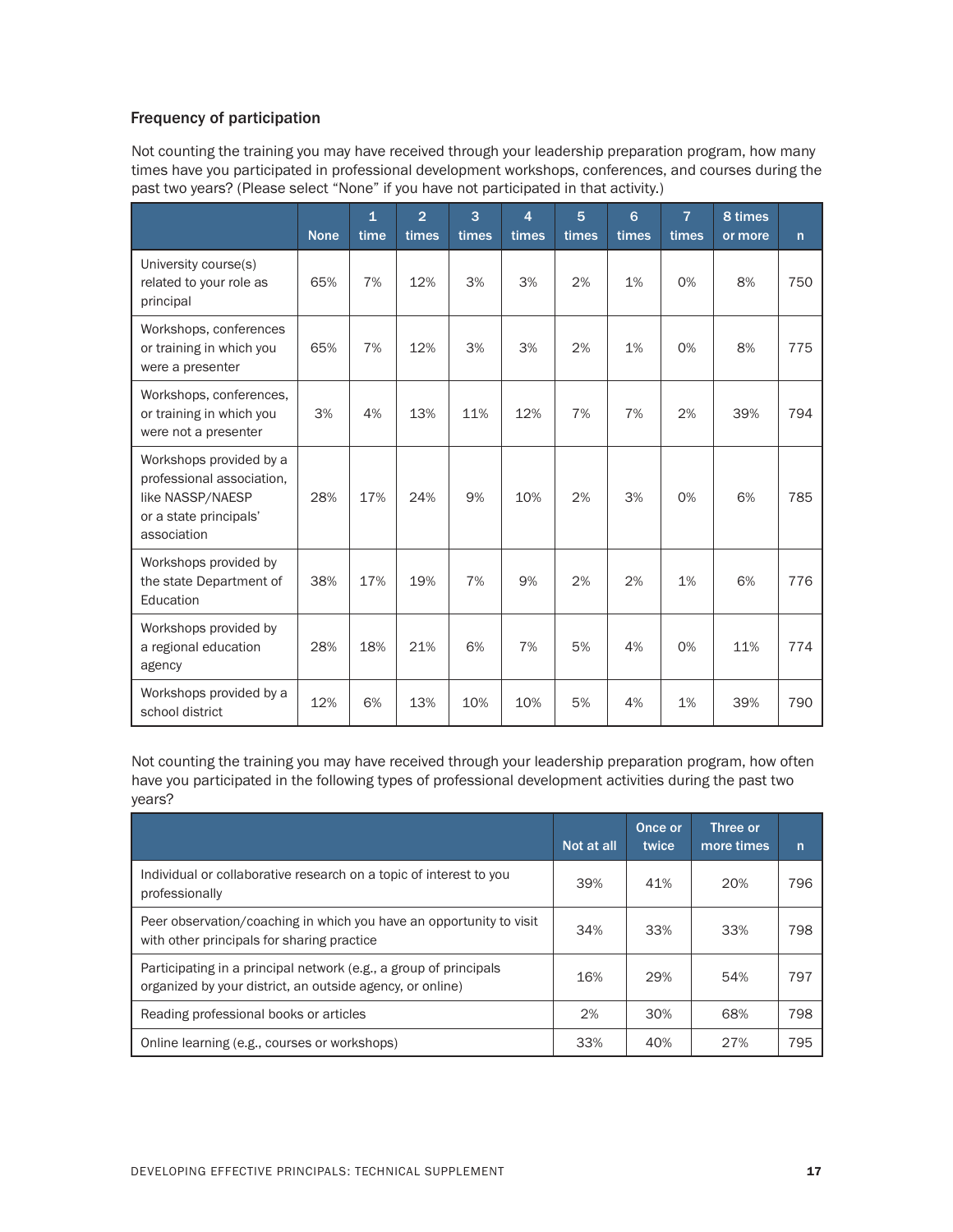### Frequency of participation

Not counting the training you may have received through your leadership preparation program, how many times have you participated in professional development workshops, conferences, and courses during the past two years? (Please select "None" if you have not participated in that activity.)

| | None | 1 time | 2 times | 3 times | 4 times | 5 times | 6 times | 7 times | 8 times or more | n |
|---|---|---|---|---|---|---|---|---|---|---|
| University course(s) related to your role as principal | 65% | 7% | 12% | 3% | 3% | 2% | 1% | 0% | 8% | 750 |
| Workshops, conferences or training in which you were a presenter | 65% | 7% | 12% | 3% | 3% | 2% | 1% | 0% | 8% | 775 |
| Workshops, conferences, or training in which you were not a presenter | 3% | 4% | 13% | 11% | 12% | 7% | 7% | 2% | 39% | 794 |
| Workshops provided by a professional association, like NASSP/NAESP or a state principals' association | 28% | 17% | 24% | 9% | 10% | 2% | 3% | 0% | 6% | 785 |
| Workshops provided by the state Department of Education | 38% | 17% | 19% | 7% | 9% | 2% | 2% | 1% | 6% | 776 |
| Workshops provided by a regional education agency | 28% | 18% | 21% | 6% | 7% | 5% | 4% | 0% | 11% | 774 |
| Workshops provided by a school district | 12% | 6% | 13% | 10% | 10% | 5% | 4% | 1% | 39% | 790 |

Not counting the training you may have received through your leadership preparation program, how often have you participated in the following types of professional development activities during the past two years?

| | Not at all | Once or twice | Three or more times | n |
|---|---|---|---|---|
| Individual or collaborative research on a topic of interest to you professionally | 39% | 41% | 20% | 796 |
| Peer observation/coaching in which you have an opportunity to visit with other principals for sharing practice | 34% | 33% | 33% | 798 |
| Participating in a principal network (e.g., a group of principals organized by your district, an outside agency, or online) | 16% | 29% | 54% | 797 |
| Reading professional books or articles | 2% | 30% | 68% | 798 |
| Online learning (e.g., courses or workshops) | 33% | 40% | 27% | 795 |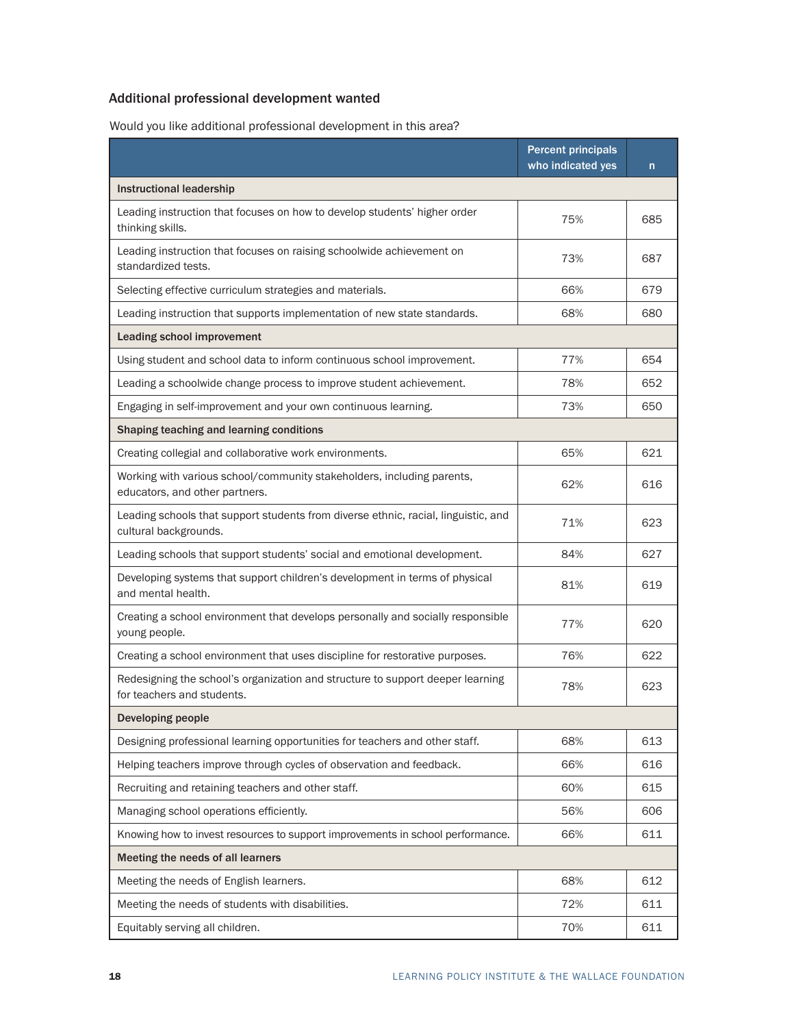### Additional professional development wanted

Would you like additional professional development in this area?

| | Percent principals who indicated yes | n |
|---|---|---|
| **Instructional leadership** | | |
| Leading instruction that focuses on how to develop students' higher order thinking skills. | 75% | 685 |
| Leading instruction that focuses on raising schoolwide achievement on standardized tests. | 73% | 687 |
| Selecting effective curriculum strategies and materials. | 66% | 679 |
| Leading instruction that supports implementation of new state standards. | 68% | 680 |
| **Leading school improvement** | | |
| Using student and school data to inform continuous school improvement. | 77% | 654 |
| Leading a schoolwide change process to improve student achievement. | 78% | 652 |
| Engaging in self-improvement and your own continuous learning. | 73% | 650 |
| **Shaping teaching and learning conditions** | | |
| Creating collegial and collaborative work environments. | 65% | 621 |
| Working with various school/community stakeholders, including parents, educators, and other partners. | 62% | 616 |
| Leading schools that support students from diverse ethnic, racial, linguistic, and cultural backgrounds. | 71% | 623 |
| Leading schools that support students' social and emotional development. | 84% | 627 |
| Developing systems that support children's development in terms of physical and mental health. | 81% | 619 |
| Creating a school environment that develops personally and socially responsible young people. | 77% | 620 |
| Creating a school environment that uses discipline for restorative purposes. | 76% | 622 |
| Redesigning the school's organization and structure to support deeper learning for teachers and students. | 78% | 623 |
| **Developing people** | | |
| Designing professional learning opportunities for teachers and other staff. | 68% | 613 |
| Helping teachers improve through cycles of observation and feedback. | 66% | 616 |
| Recruiting and retaining teachers and other staff. | 60% | 615 |
| Managing school operations efficiently. | 56% | 606 |
| Knowing how to invest resources to support improvements in school performance. | 66% | 611 |
| **Meeting the needs of all learners** | | |
| Meeting the needs of English learners. | 68% | 612 |
| Meeting the needs of students with disabilities. | 72% | 611 |
| Equitably serving all children. | 70% | 611 |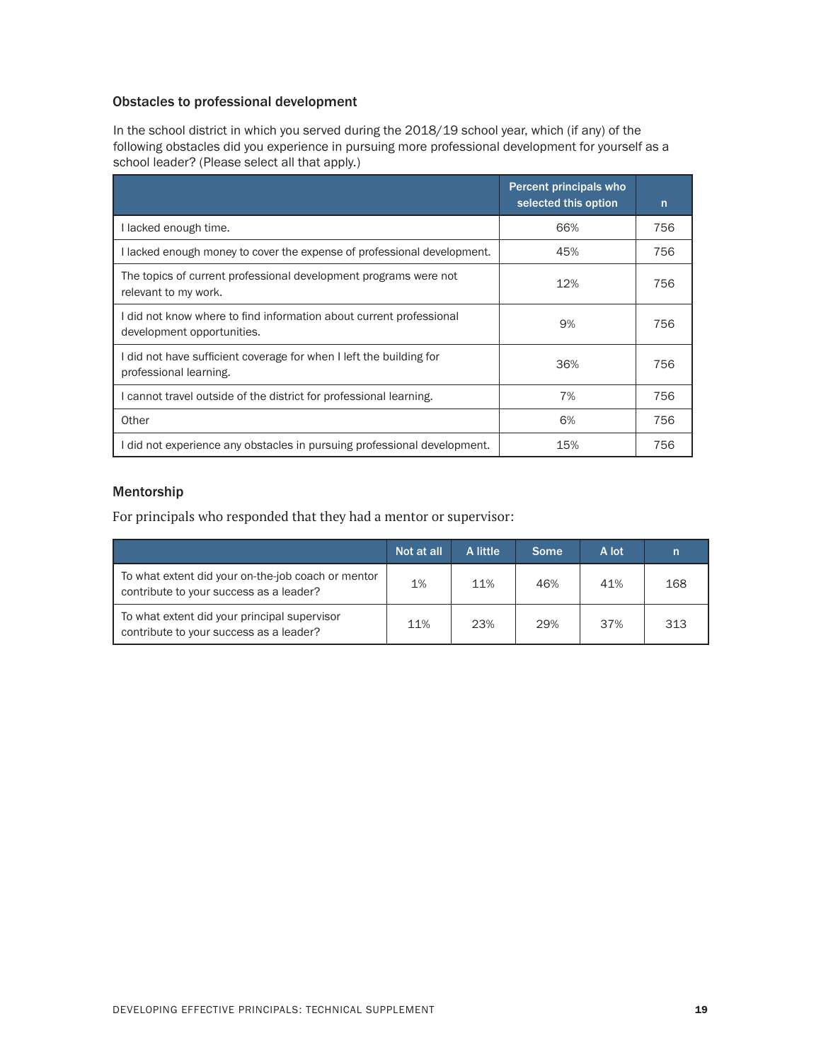### Obstacles to professional development

In the school district in which you served during the 2018/19 school year, which (if any) of the following obstacles did you experience in pursuing more professional development for yourself as a school leader? (Please select all that apply.)

| | Percent principals who selected this option | n |
|---|---|---|
| I lacked enough time. | 66% | 756 |
| I lacked enough money to cover the expense of professional development. | 45% | 756 |
| The topics of current professional development programs were not relevant to my work. | 12% | 756 |
| I did not know where to find information about current professional development opportunities. | 9% | 756 |
| I did not have sufficient coverage for when I left the building for professional learning. | 36% | 756 |
| I cannot travel outside of the district for professional learning. | 7% | 756 |
| Other | 6% | 756 |
| I did not experience any obstacles in pursuing professional development. | 15% | 756 |

### Mentorship

For principals who responded that they had a mentor or supervisor:

| | Not at all | A little | Some | A lot | n |
|---|---|---|---|---|---|
| To what extent did your on-the-job coach or mentor contribute to your success as a leader? | 1% | 11% | 46% | 41% | 168 |
| To what extent did your principal supervisor contribute to your success as a leader? | 11% | 23% | 29% | 37% | 313 |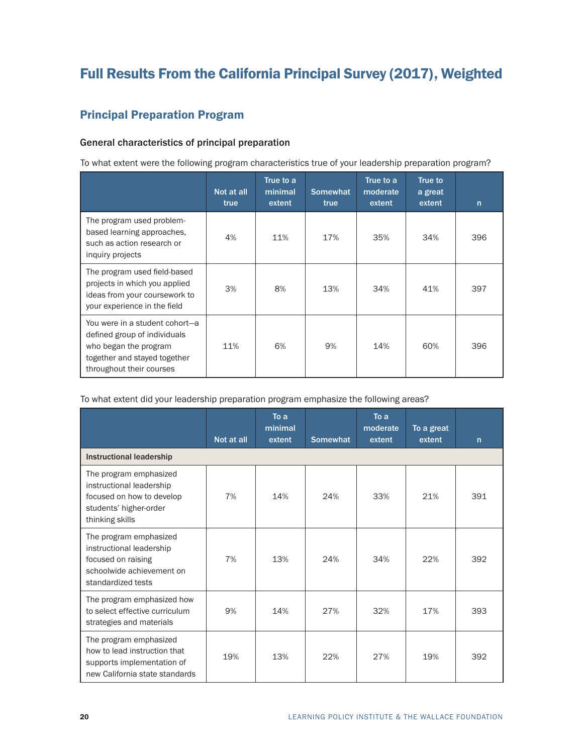# Full Results From the California Principal Survey (2017), Weighted

## Principal Preparation Program

### General characteristics of principal preparation

To what extent were the following program characteristics true of your leadership preparation program?

| | Not at all true | True to a minimal extent | Somewhat true | True to a moderate extent | True to a great extent | n |
|---|---|---|---|---|---|---|
| The program used problem-based learning approaches, such as action research or inquiry projects | 4% | 11% | 17% | 35% | 34% | 396 |
| The program used field-based projects in which you applied ideas from your coursework to your experience in the field | 3% | 8% | 13% | 34% | 41% | 397 |
| You were in a student cohort—a defined group of individuals who began the program together and stayed together throughout their courses | 11% | 6% | 9% | 14% | 60% | 396 |

To what extent did your leadership preparation program emphasize the following areas?

| | Not at all | To a minimal extent | Somewhat | To a moderate extent | To a great extent | n |
|---|---|---|---|---|---|---|
| **Instructional leadership** | | | | | | |
| The program emphasized instructional leadership focused on how to develop students' higher-order thinking skills | 7% | 14% | 24% | 33% | 21% | 391 |
| The program emphasized instructional leadership focused on raising schoolwide achievement on standardized tests | 7% | 13% | 24% | 34% | 22% | 392 |
| The program emphasized how to select effective curriculum strategies and materials | 9% | 14% | 27% | 32% | 17% | 393 |
| The program emphasized how to lead instruction that supports implementation of new California state standards | 19% | 13% | 22% | 27% | 19% | 392 |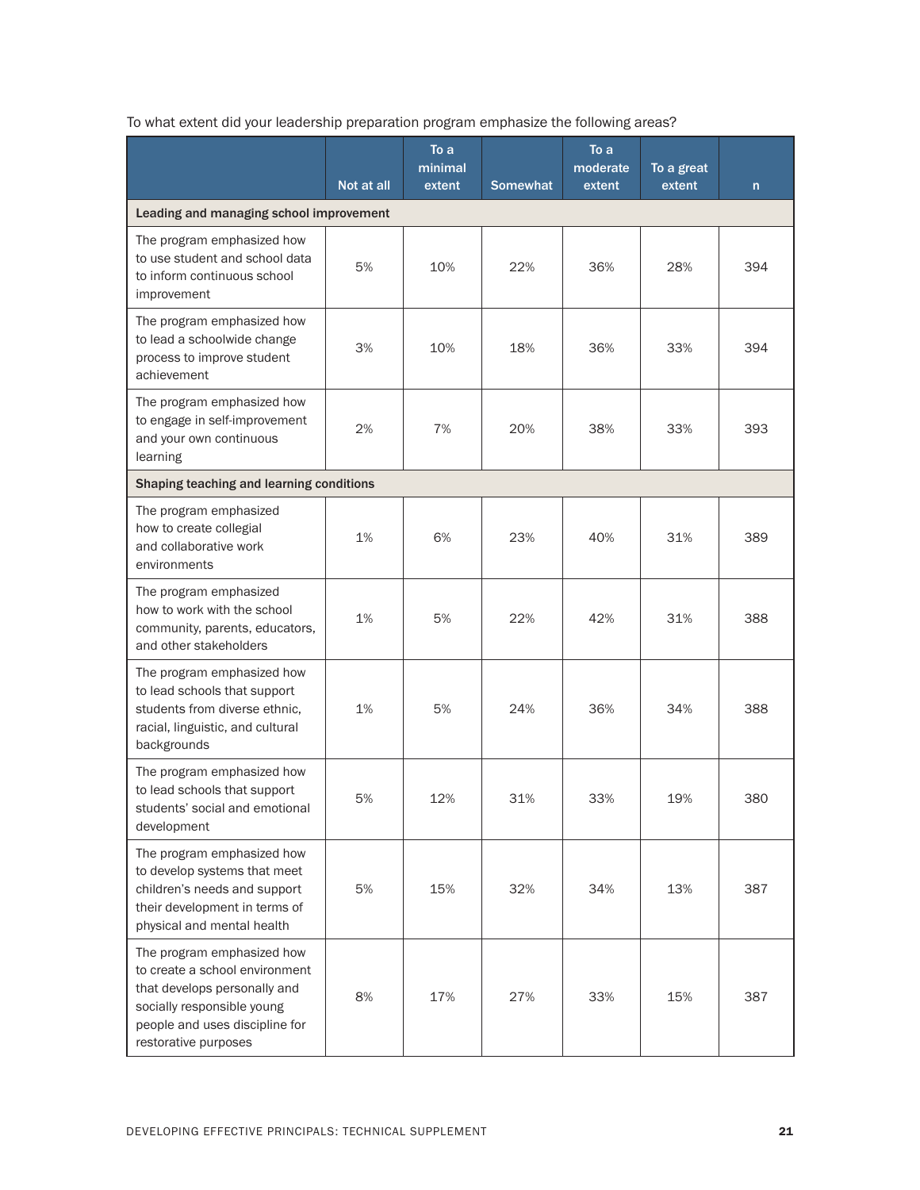To what extent did your leadership preparation program emphasize the following areas?

| | Not at all | To a minimal extent | Somewhat | To a moderate extent | To a great extent | n |
|---|---|---|---|---|---|---|
| **Leading and managing school improvement** | | | | | | |
| The program emphasized how to use student and school data to inform continuous school improvement | 5% | 10% | 22% | 36% | 28% | 394 |
| The program emphasized how to lead a schoolwide change process to improve student achievement | 3% | 10% | 18% | 36% | 33% | 394 |
| The program emphasized how to engage in self-improvement and your own continuous learning | 2% | 7% | 20% | 38% | 33% | 393 |
| **Shaping teaching and learning conditions** | | | | | | |
| The program emphasized how to create collegial and collaborative work environments | 1% | 6% | 23% | 40% | 31% | 389 |
| The program emphasized how to work with the school community, parents, educators, and other stakeholders | 1% | 5% | 22% | 42% | 31% | 388 |
| The program emphasized how to lead schools that support students from diverse ethnic, racial, linguistic, and cultural backgrounds | 1% | 5% | 24% | 36% | 34% | 388 |
| The program emphasized how to lead schools that support students' social and emotional development | 5% | 12% | 31% | 33% | 19% | 380 |
| The program emphasized how to develop systems that meet children's needs and support their development in terms of physical and mental health | 5% | 15% | 32% | 34% | 13% | 387 |
| The program emphasized how to create a school environment that develops personally and socially responsible young people and uses discipline for restorative purposes | 8% | 17% | 27% | 33% | 15% | 387 |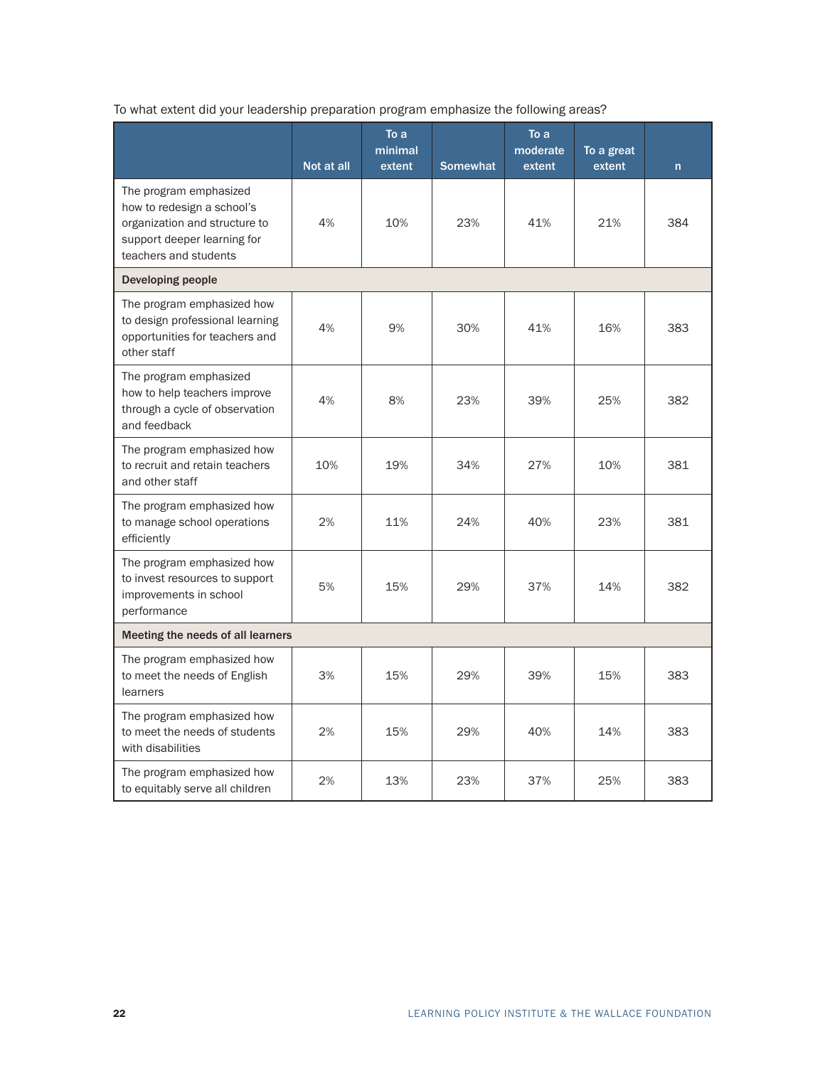To what extent did your leadership preparation program emphasize the following areas?

| | Not at all | To a minimal extent | Somewhat | To a moderate extent | To a great extent | n |
|---|---|---|---|---|---|---|
| The program emphasized how to redesign a school's organization and structure to support deeper learning for teachers and students | 4% | 10% | 23% | 41% | 21% | 384 |
| **Developing people** | | | | | | |
| The program emphasized how to design professional learning opportunities for teachers and other staff | 4% | 9% | 30% | 41% | 16% | 383 |
| The program emphasized how to help teachers improve through a cycle of observation and feedback | 4% | 8% | 23% | 39% | 25% | 382 |
| The program emphasized how to recruit and retain teachers and other staff | 10% | 19% | 34% | 27% | 10% | 381 |
| The program emphasized how to manage school operations efficiently | 2% | 11% | 24% | 40% | 23% | 381 |
| The program emphasized how to invest resources to support improvements in school performance | 5% | 15% | 29% | 37% | 14% | 382 |
| **Meeting the needs of all learners** | | | | | | |
| The program emphasized how to meet the needs of English learners | 3% | 15% | 29% | 39% | 15% | 383 |
| The program emphasized how to meet the needs of students with disabilities | 2% | 15% | 29% | 40% | 14% | 383 |
| The program emphasized how to equitably serve all children | 2% | 13% | 23% | 37% | 25% | 383 |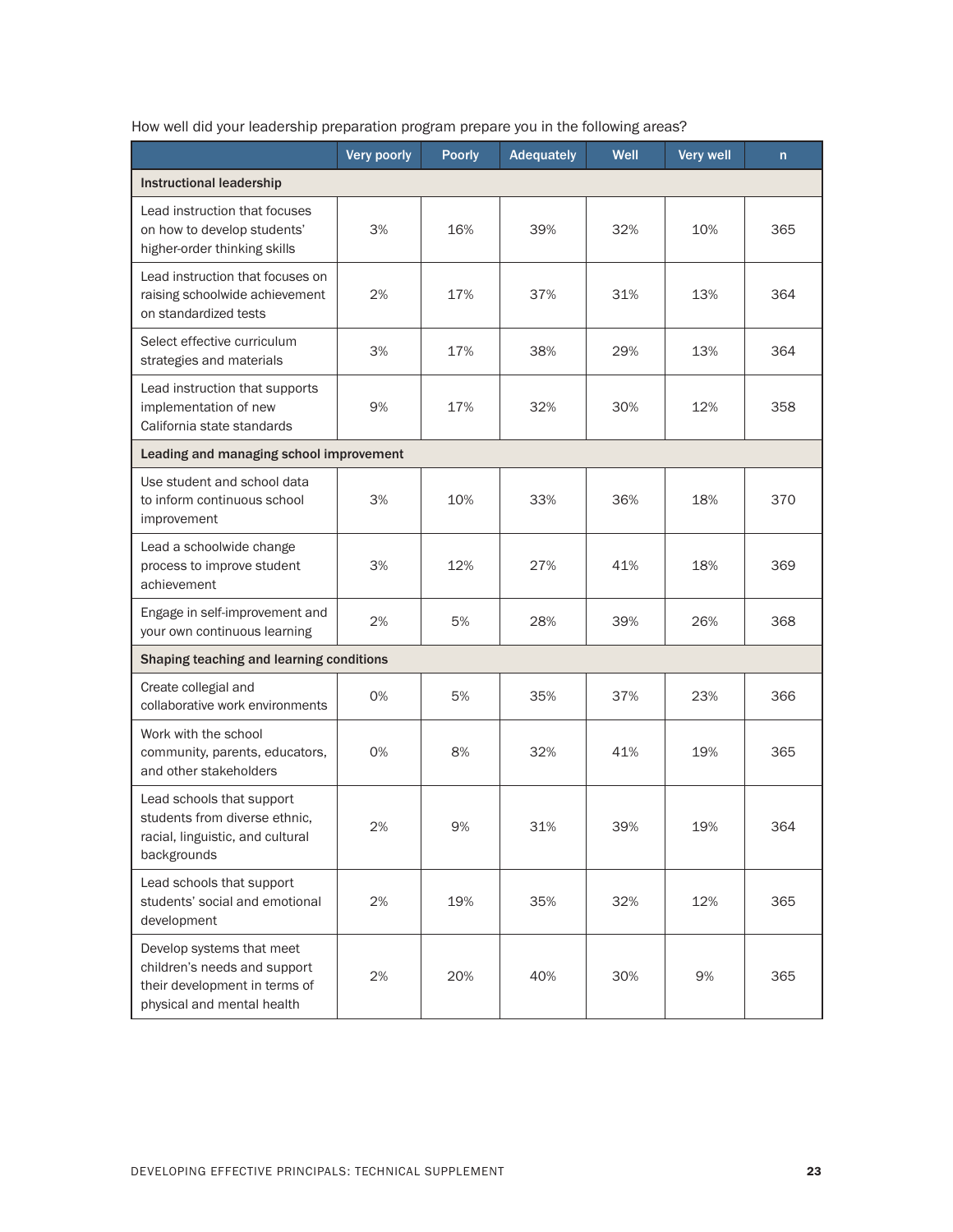How well did your leadership preparation program prepare you in the following areas?

| | Very poorly | Poorly | Adequately | Well | Very well | n |
|---|---|---|---|---|---|---|
| **Instructional leadership** | | | | | | |
| Lead instruction that focuses on how to develop students' higher-order thinking skills | 3% | 16% | 39% | 32% | 10% | 365 |
| Lead instruction that focuses on raising schoolwide achievement on standardized tests | 2% | 17% | 37% | 31% | 13% | 364 |
| Select effective curriculum strategies and materials | 3% | 17% | 38% | 29% | 13% | 364 |
| Lead instruction that supports implementation of new California state standards | 9% | 17% | 32% | 30% | 12% | 358 |
| **Leading and managing school improvement** | | | | | | |
| Use student and school data to inform continuous school improvement | 3% | 10% | 33% | 36% | 18% | 370 |
| Lead a schoolwide change process to improve student achievement | 3% | 12% | 27% | 41% | 18% | 369 |
| Engage in self-improvement and your own continuous learning | 2% | 5% | 28% | 39% | 26% | 368 |
| **Shaping teaching and learning conditions** | | | | | | |
| Create collegial and collaborative work environments | 0% | 5% | 35% | 37% | 23% | 366 |
| Work with the school community, parents, educators, and other stakeholders | 0% | 8% | 32% | 41% | 19% | 365 |
| Lead schools that support students from diverse ethnic, racial, linguistic, and cultural backgrounds | 2% | 9% | 31% | 39% | 19% | 364 |
| Lead schools that support students' social and emotional development | 2% | 19% | 35% | 32% | 12% | 365 |
| Develop systems that meet children's needs and support their development in terms of physical and mental health | 2% | 20% | 40% | 30% | 9% | 365 |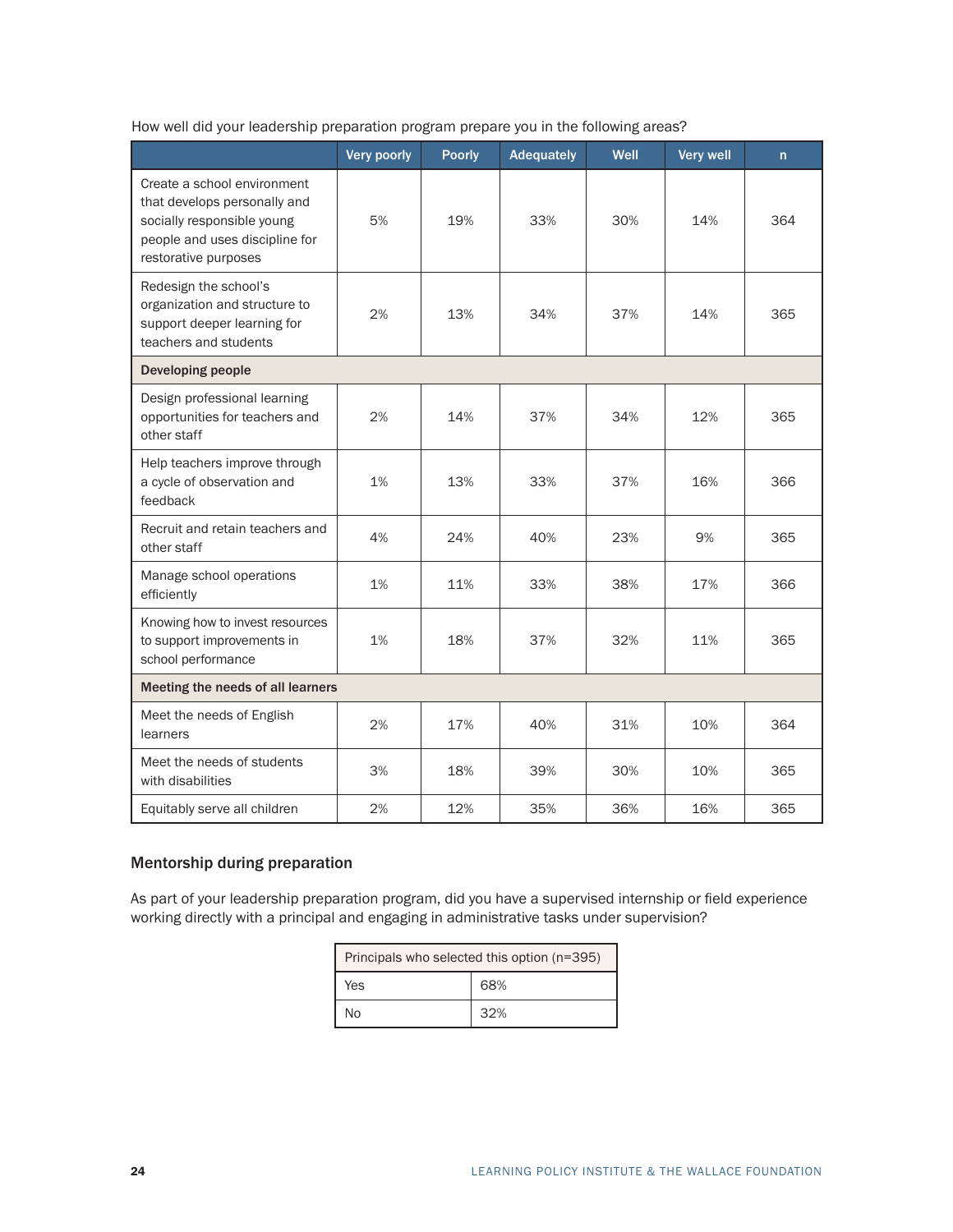How well did your leadership preparation program prepare you in the following areas?

| | Very poorly | Poorly | Adequately | Well | Very well | n |
|---|---|---|---|---|---|---|
| Create a school environment that develops personally and socially responsible young people and uses discipline for restorative purposes | 5% | 19% | 33% | 30% | 14% | 364 |
| Redesign the school's organization and structure to support deeper learning for teachers and students | 2% | 13% | 34% | 37% | 14% | 365 |
| **Developing people** | | | | | | |
| Design professional learning opportunities for teachers and other staff | 2% | 14% | 37% | 34% | 12% | 365 |
| Help teachers improve through a cycle of observation and feedback | 1% | 13% | 33% | 37% | 16% | 366 |
| Recruit and retain teachers and other staff | 4% | 24% | 40% | 23% | 9% | 365 |
| Manage school operations efficiently | 1% | 11% | 33% | 38% | 17% | 366 |
| Knowing how to invest resources to support improvements in school performance | 1% | 18% | 37% | 32% | 11% | 365 |
| **Meeting the needs of all learners** | | | | | | |
| Meet the needs of English learners | 2% | 17% | 40% | 31% | 10% | 364 |
| Meet the needs of students with disabilities | 3% | 18% | 39% | 30% | 10% | 365 |
| Equitably serve all children | 2% | 12% | 35% | 36% | 16% | 365 |

## Mentorship during preparation

As part of your leadership preparation program, did you have a supervised internship or field experience working directly with a principal and engaging in administrative tasks under supervision?

| Principals who selected this option (n=395) | |
|---|---|
| Yes | 68% |
| No | 32% |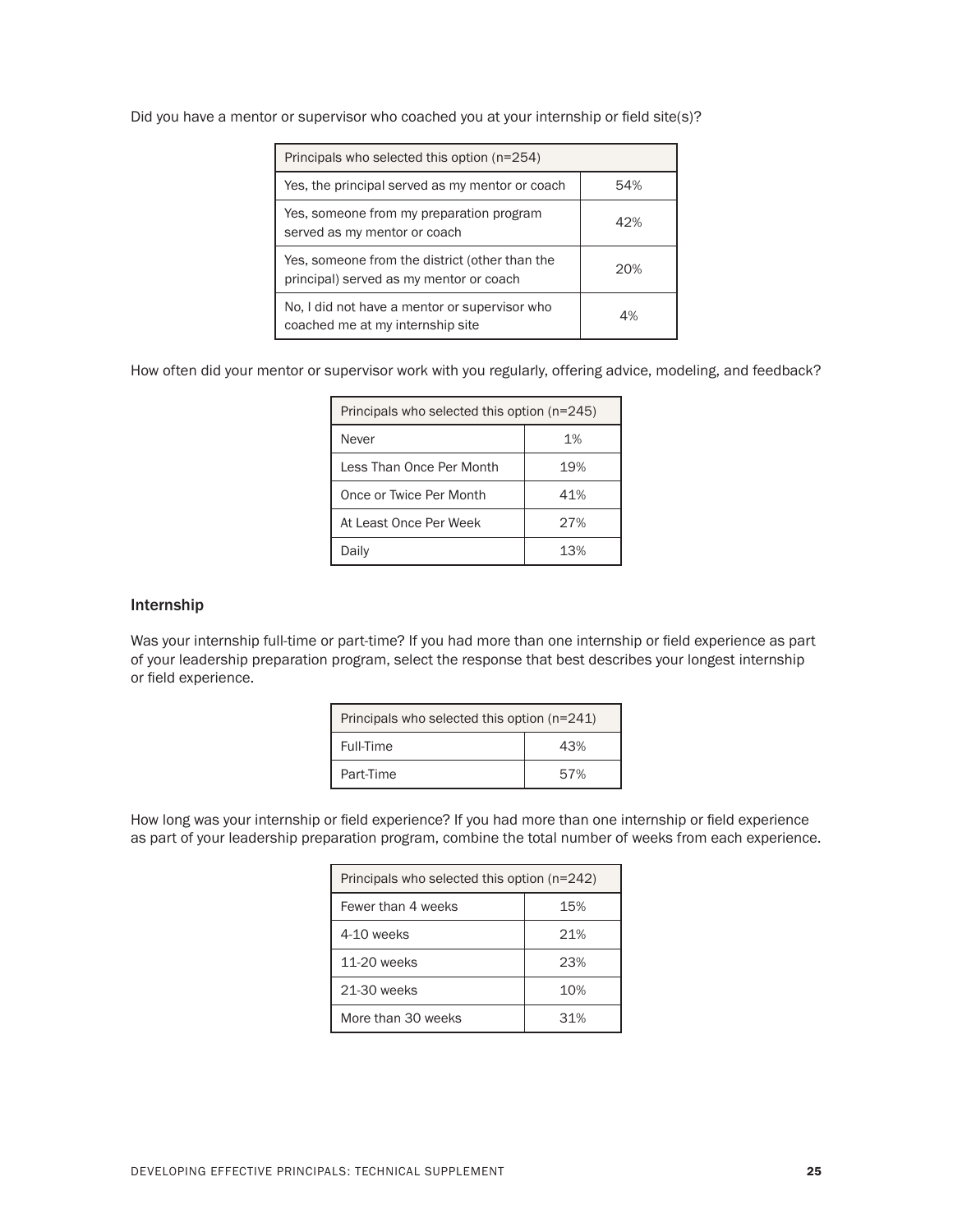Did you have a mentor or supervisor who coached you at your internship or field site(s)?

| Principals who selected this option (n=254) | |
|---|---|
| Yes, the principal served as my mentor or coach | 54% |
| Yes, someone from my preparation program served as my mentor or coach | 42% |
| Yes, someone from the district (other than the principal) served as my mentor or coach | 20% |
| No, I did not have a mentor or supervisor who coached me at my internship site | 4% |

How often did your mentor or supervisor work with you regularly, offering advice, modeling, and feedback?

| Principals who selected this option (n=245) | |
|---|---|
| Never | 1% |
| Less Than Once Per Month | 19% |
| Once or Twice Per Month | 41% |
| At Least Once Per Week | 27% |
| Daily | 13% |

### Internship

Was your internship full-time or part-time? If you had more than one internship or field experience as part of your leadership preparation program, select the response that best describes your longest internship or field experience.

| Principals who selected this option (n=241) | |
|---|---|
| Full-Time | 43% |
| Part-Time | 57% |

How long was your internship or field experience? If you had more than one internship or field experience as part of your leadership preparation program, combine the total number of weeks from each experience.

| Principals who selected this option (n=242) | |
|---|---|
| Fewer than 4 weeks | 15% |
| 4-10 weeks | 21% |
| 11-20 weeks | 23% |
| 21-30 weeks | 10% |
| More than 30 weeks | 31% |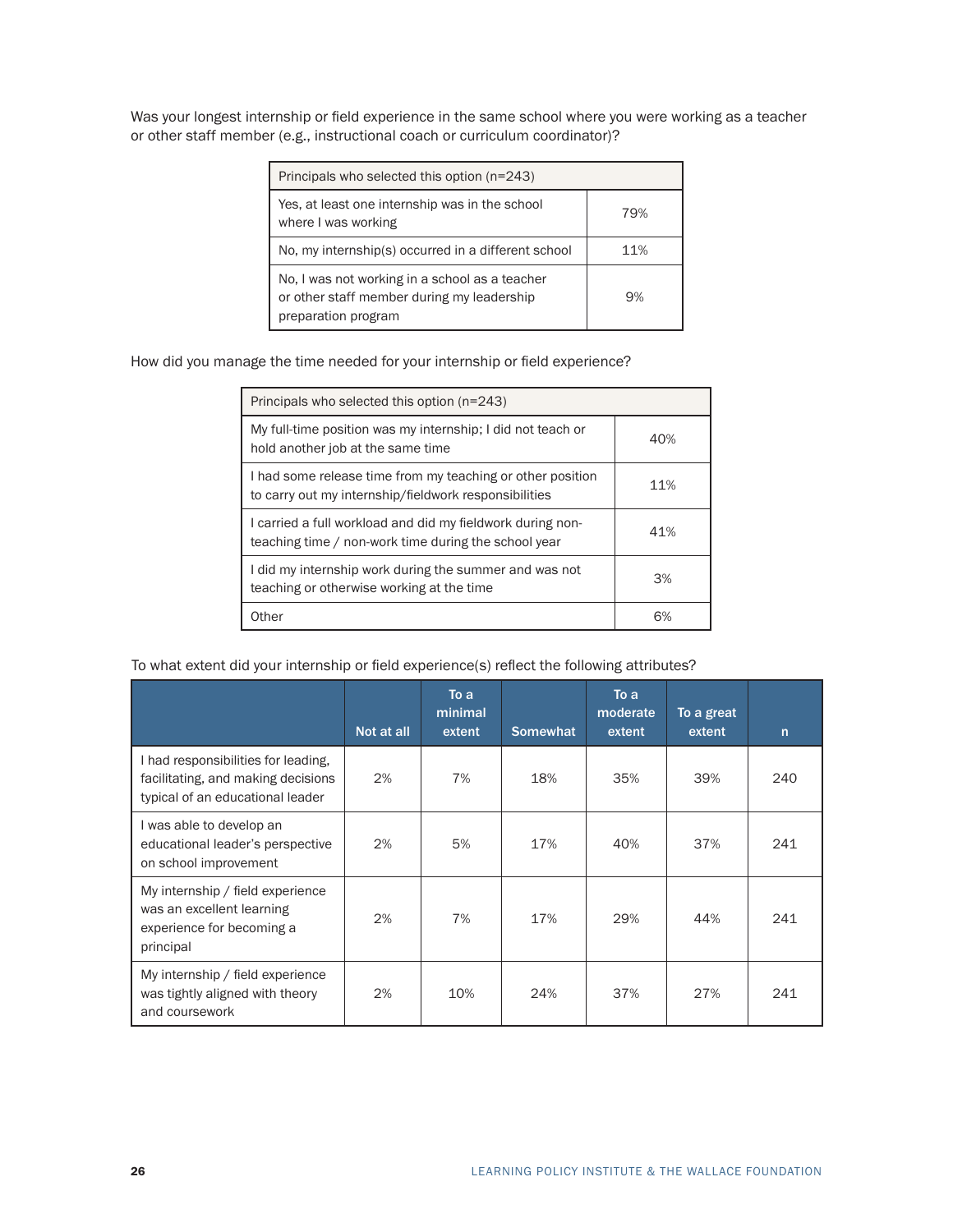Was your longest internship or field experience in the same school where you were working as a teacher or other staff member (e.g., instructional coach or curriculum coordinator)?

| Principals who selected this option (n=243) | |
|---|---|
| Yes, at least one internship was in the school where I was working | 79% |
| No, my internship(s) occurred in a different school | 11% |
| No, I was not working in a school as a teacher or other staff member during my leadership preparation program | 9% |

How did you manage the time needed for your internship or field experience?

| Principals who selected this option (n=243) | |
|---|---|
| My full-time position was my internship; I did not teach or hold another job at the same time | 40% |
| I had some release time from my teaching or other position to carry out my internship/fieldwork responsibilities | 11% |
| I carried a full workload and did my fieldwork during non-teaching time / non-work time during the school year | 41% |
| I did my internship work during the summer and was not teaching or otherwise working at the time | 3% |
| Other | 6% |

To what extent did your internship or field experience(s) reflect the following attributes?

| | Not at all | To a minimal extent | Somewhat | To a moderate extent | To a great extent | n |
|---|---|---|---|---|---|---|
| I had responsibilities for leading, facilitating, and making decisions typical of an educational leader | 2% | 7% | 18% | 35% | 39% | 240 |
| I was able to develop an educational leader's perspective on school improvement | 2% | 5% | 17% | 40% | 37% | 241 |
| My internship / field experience was an excellent learning experience for becoming a principal | 2% | 7% | 17% | 29% | 44% | 241 |
| My internship / field experience was tightly aligned with theory and coursework | 2% | 10% | 24% | 37% | 27% | 241 |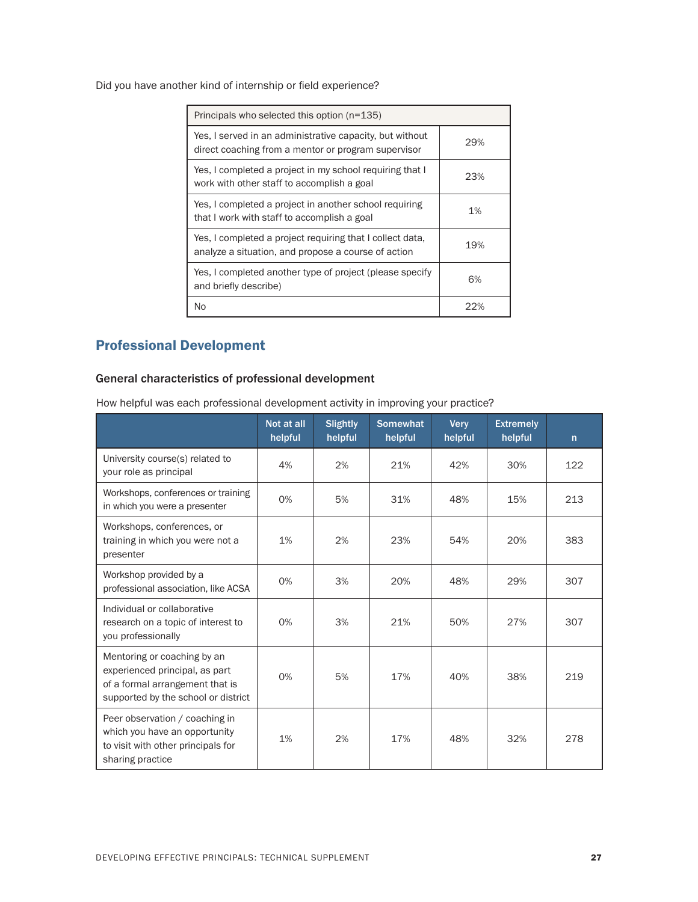Did you have another kind of internship or field experience?

| Principals who selected this option (n=135) | |
|---|---|
| Yes, I served in an administrative capacity, but without direct coaching from a mentor or program supervisor | 29% |
| Yes, I completed a project in my school requiring that I work with other staff to accomplish a goal | 23% |
| Yes, I completed a project in another school requiring that I work with staff to accomplish a goal | 1% |
| Yes, I completed a project requiring that I collect data, analyze a situation, and propose a course of action | 19% |
| Yes, I completed another type of project (please specify and briefly describe) | 6% |
| No | 22% |

## Professional Development

### General characteristics of professional development

How helpful was each professional development activity in improving your practice?

| | Not at all helpful | Slightly helpful | Somewhat helpful | Very helpful | Extremely helpful | n |
|---|---|---|---|---|---|---|
| University course(s) related to your role as principal | 4% | 2% | 21% | 42% | 30% | 122 |
| Workshops, conferences or training in which you were a presenter | 0% | 5% | 31% | 48% | 15% | 213 |
| Workshops, conferences, or training in which you were not a presenter | 1% | 2% | 23% | 54% | 20% | 383 |
| Workshop provided by a professional association, like ACSA | 0% | 3% | 20% | 48% | 29% | 307 |
| Individual or collaborative research on a topic of interest to you professionally | 0% | 3% | 21% | 50% | 27% | 307 |
| Mentoring or coaching by an experienced principal, as part of a formal arrangement that is supported by the school or district | 0% | 5% | 17% | 40% | 38% | 219 |
| Peer observation / coaching in which you have an opportunity to visit with other principals for sharing practice | 1% | 2% | 17% | 48% | 32% | 278 |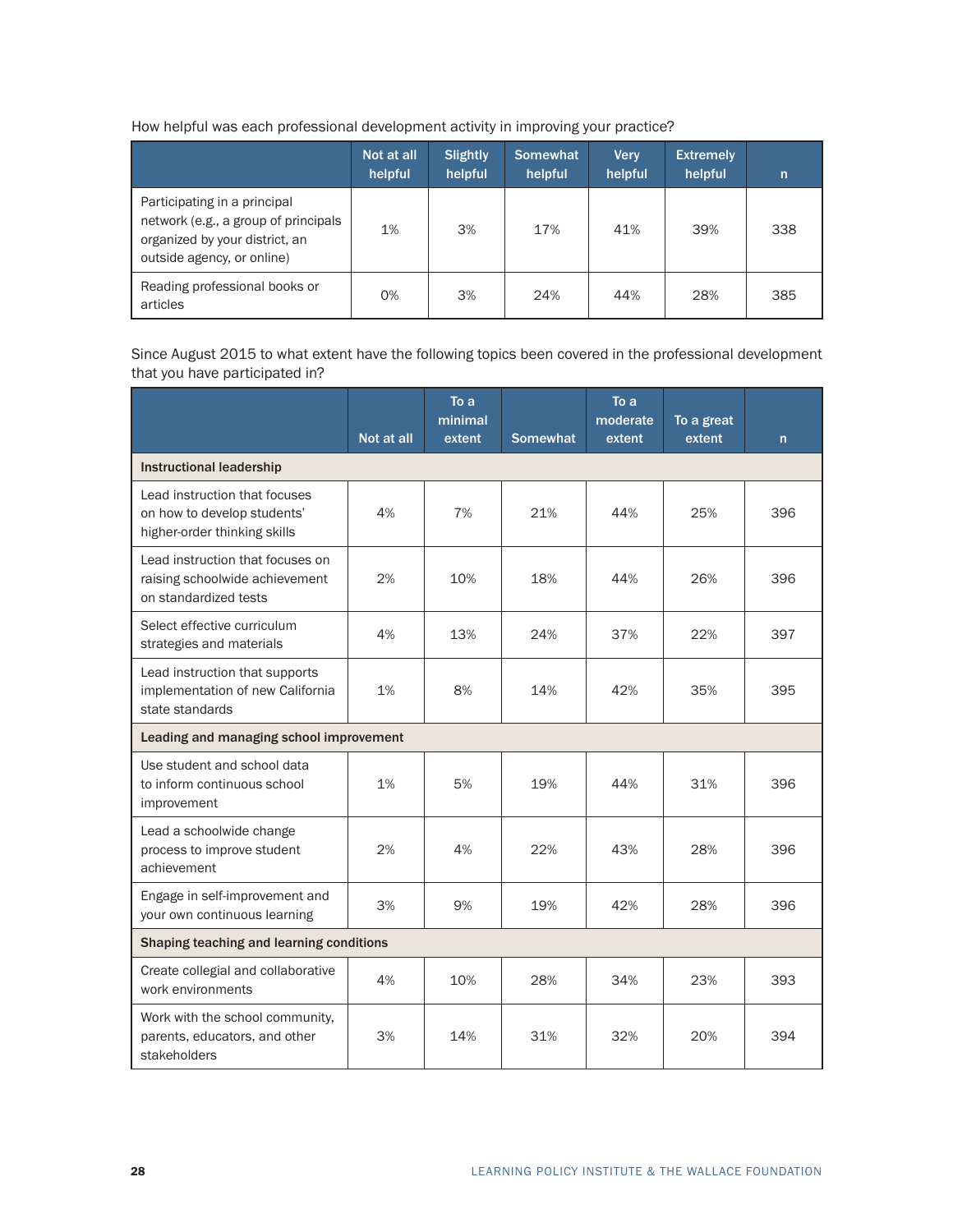How helpful was each professional development activity in improving your practice?

| | Not at all helpful | Slightly helpful | Somewhat helpful | Very helpful | Extremely helpful | n |
|---|---|---|---|---|---|---|
| Participating in a principal network (e.g., a group of principals organized by your district, an outside agency, or online) | 1% | 3% | 17% | 41% | 39% | 338 |
| Reading professional books or articles | 0% | 3% | 24% | 44% | 28% | 385 |

Since August 2015 to what extent have the following topics been covered in the professional development that you have participated in?

| | Not at all | To a minimal extent | Somewhat | To a moderate extent | To a great extent | n |
|---|---|---|---|---|---|---|
| **Instructional leadership** | | | | | | |
| Lead instruction that focuses on how to develop students' higher-order thinking skills | 4% | 7% | 21% | 44% | 25% | 396 |
| Lead instruction that focuses on raising schoolwide achievement on standardized tests | 2% | 10% | 18% | 44% | 26% | 396 |
| Select effective curriculum strategies and materials | 4% | 13% | 24% | 37% | 22% | 397 |
| Lead instruction that supports implementation of new California state standards | 1% | 8% | 14% | 42% | 35% | 395 |
| **Leading and managing school improvement** | | | | | | |
| Use student and school data to inform continuous school improvement | 1% | 5% | 19% | 44% | 31% | 396 |
| Lead a schoolwide change process to improve student achievement | 2% | 4% | 22% | 43% | 28% | 396 |
| Engage in self-improvement and your own continuous learning | 3% | 9% | 19% | 42% | 28% | 396 |
| **Shaping teaching and learning conditions** | | | | | | |
| Create collegial and collaborative work environments | 4% | 10% | 28% | 34% | 23% | 393 |
| Work with the school community, parents, educators, and other stakeholders | 3% | 14% | 31% | 32% | 20% | 394 |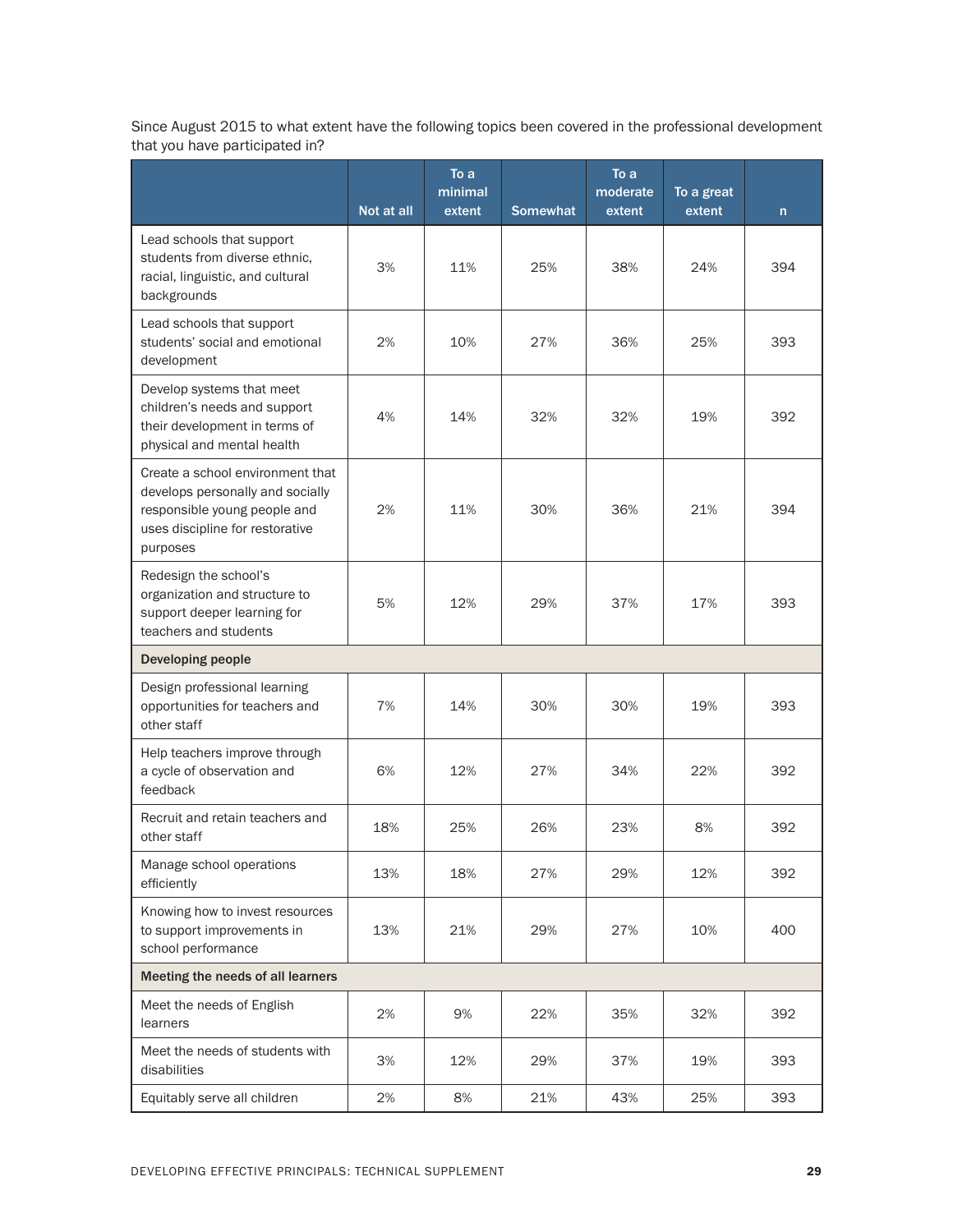Since August 2015 to what extent have the following topics been covered in the professional development that you have participated in?

| | Not at all | To a minimal extent | Somewhat | To a moderate extent | To a great extent | n |
|---|---|---|---|---|---|---|
| Lead schools that support students from diverse ethnic, racial, linguistic, and cultural backgrounds | 3% | 11% | 25% | 38% | 24% | 394 |
| Lead schools that support students' social and emotional development | 2% | 10% | 27% | 36% | 25% | 393 |
| Develop systems that meet children's needs and support their development in terms of physical and mental health | 4% | 14% | 32% | 32% | 19% | 392 |
| Create a school environment that develops personally and socially responsible young people and uses discipline for restorative purposes | 2% | 11% | 30% | 36% | 21% | 394 |
| Redesign the school's organization and structure to support deeper learning for teachers and students | 5% | 12% | 29% | 37% | 17% | 393 |
| **Developing people** | | | | | | |
| Design professional learning opportunities for teachers and other staff | 7% | 14% | 30% | 30% | 19% | 393 |
| Help teachers improve through a cycle of observation and feedback | 6% | 12% | 27% | 34% | 22% | 392 |
| Recruit and retain teachers and other staff | 18% | 25% | 26% | 23% | 8% | 392 |
| Manage school operations efficiently | 13% | 18% | 27% | 29% | 12% | 392 |
| Knowing how to invest resources to support improvements in school performance | 13% | 21% | 29% | 27% | 10% | 400 |
| **Meeting the needs of all learners** | | | | | | |
| Meet the needs of English learners | 2% | 9% | 22% | 35% | 32% | 392 |
| Meet the needs of students with disabilities | 3% | 12% | 29% | 37% | 19% | 393 |
| Equitably serve all children | 2% | 8% | 21% | 43% | 25% | 393 |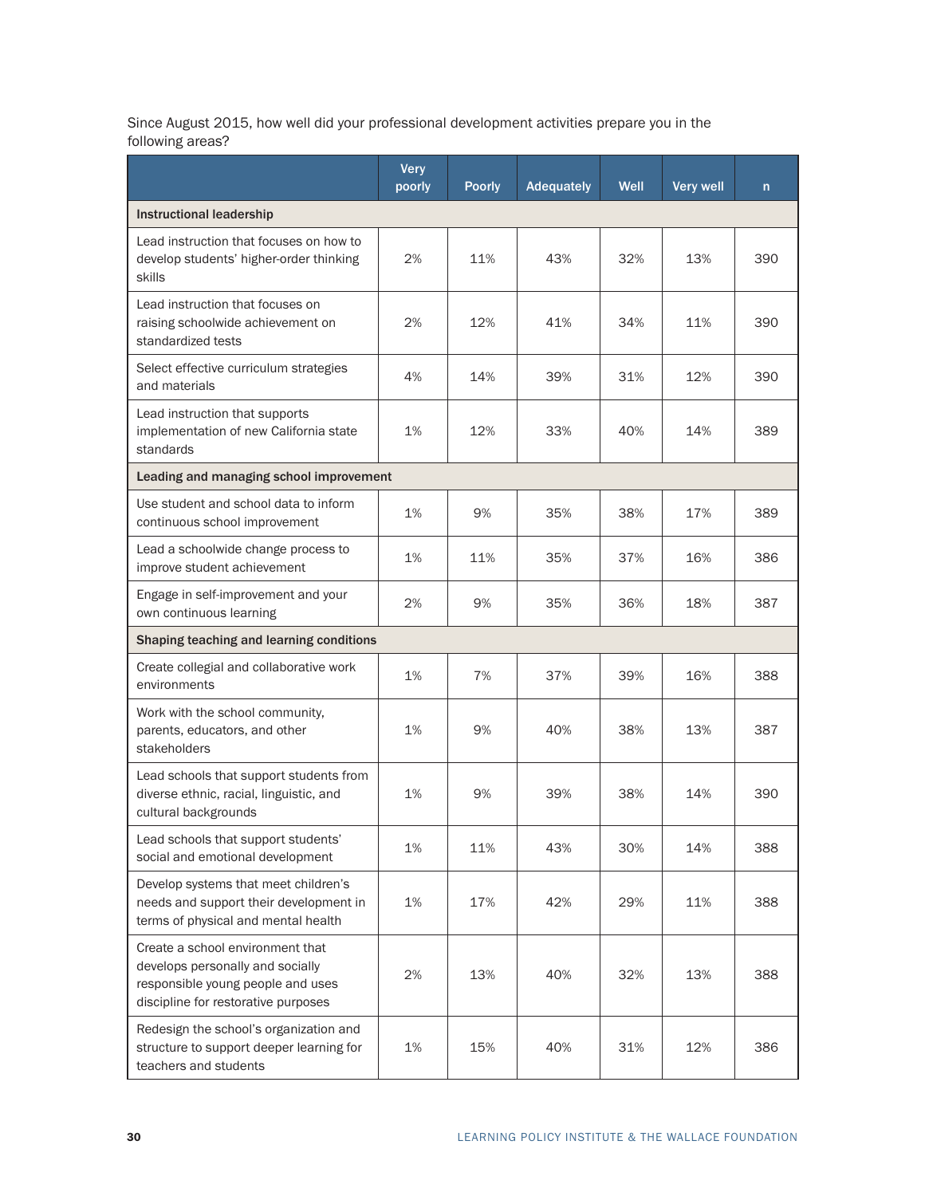Since August 2015, how well did your professional development activities prepare you in the following areas?

| | Very poorly | Poorly | Adequately | Well | Very well | n |
|---|---|---|---|---|---|---|
| **Instructional leadership** | | | | | | |
| Lead instruction that focuses on how to develop students' higher-order thinking skills | 2% | 11% | 43% | 32% | 13% | 390 |
| Lead instruction that focuses on raising schoolwide achievement on standardized tests | 2% | 12% | 41% | 34% | 11% | 390 |
| Select effective curriculum strategies and materials | 4% | 14% | 39% | 31% | 12% | 390 |
| Lead instruction that supports implementation of new California state standards | 1% | 12% | 33% | 40% | 14% | 389 |
| **Leading and managing school improvement** | | | | | | |
| Use student and school data to inform continuous school improvement | 1% | 9% | 35% | 38% | 17% | 389 |
| Lead a schoolwide change process to improve student achievement | 1% | 11% | 35% | 37% | 16% | 386 |
| Engage in self-improvement and your own continuous learning | 2% | 9% | 35% | 36% | 18% | 387 |
| **Shaping teaching and learning conditions** | | | | | | |
| Create collegial and collaborative work environments | 1% | 7% | 37% | 39% | 16% | 388 |
| Work with the school community, parents, educators, and other stakeholders | 1% | 9% | 40% | 38% | 13% | 387 |
| Lead schools that support students from diverse ethnic, racial, linguistic, and cultural backgrounds | 1% | 9% | 39% | 38% | 14% | 390 |
| Lead schools that support students' social and emotional development | 1% | 11% | 43% | 30% | 14% | 388 |
| Develop systems that meet children's needs and support their development in terms of physical and mental health | 1% | 17% | 42% | 29% | 11% | 388 |
| Create a school environment that develops personally and socially responsible young people and uses discipline for restorative purposes | 2% | 13% | 40% | 32% | 13% | 388 |
| Redesign the school's organization and structure to support deeper learning for teachers and students | 1% | 15% | 40% | 31% | 12% | 386 |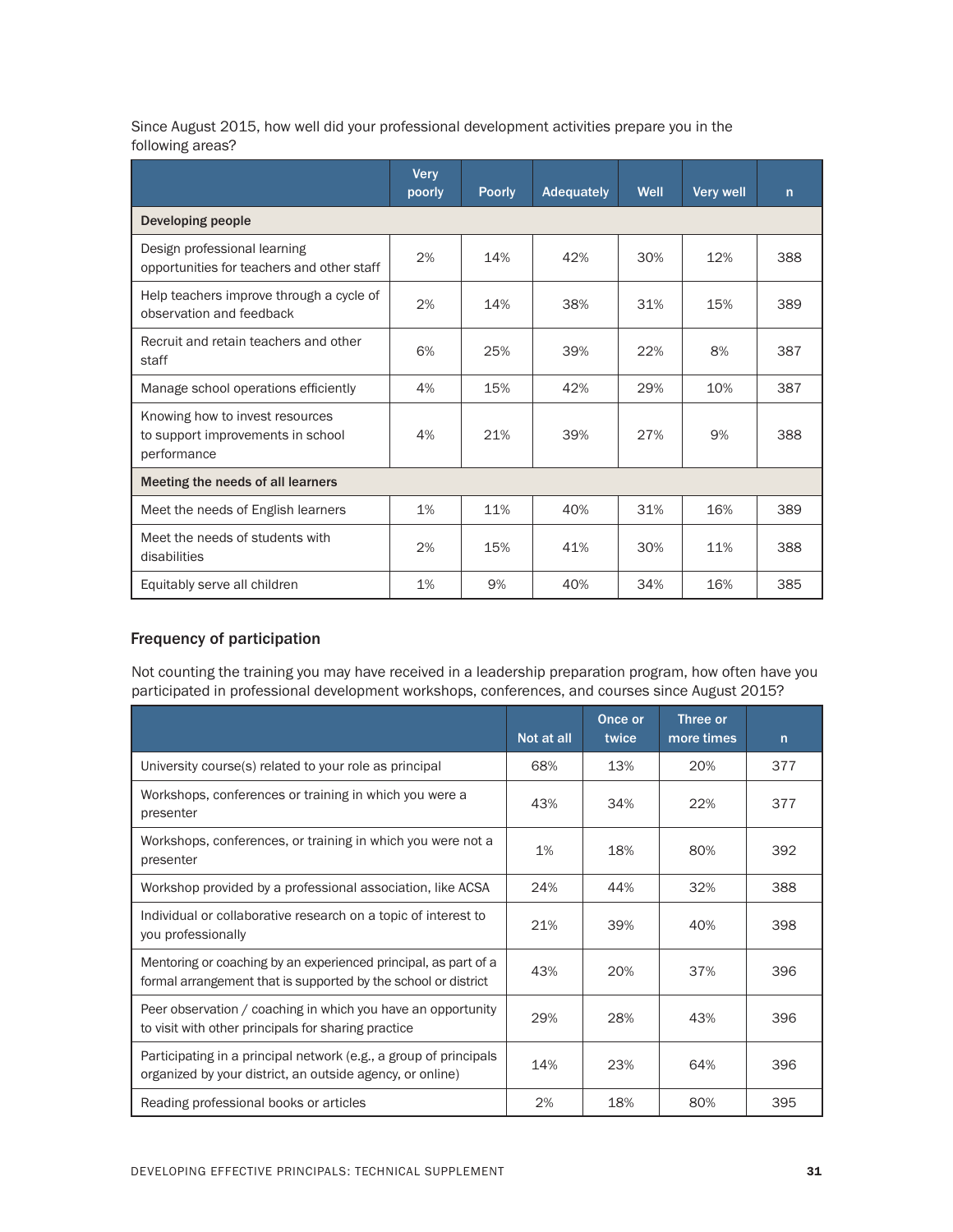Since August 2015, how well did your professional development activities prepare you in the following areas?

| | Very poorly | Poorly | Adequately | Well | Very well | n |
|---|---|---|---|---|---|---|
| **Developing people** | | | | | | |
| Design professional learning opportunities for teachers and other staff | 2% | 14% | 42% | 30% | 12% | 388 |
| Help teachers improve through a cycle of observation and feedback | 2% | 14% | 38% | 31% | 15% | 389 |
| Recruit and retain teachers and other staff | 6% | 25% | 39% | 22% | 8% | 387 |
| Manage school operations efficiently | 4% | 15% | 42% | 29% | 10% | 387 |
| Knowing how to invest resources to support improvements in school performance | 4% | 21% | 39% | 27% | 9% | 388 |
| **Meeting the needs of all learners** | | | | | | |
| Meet the needs of English learners | 1% | 11% | 40% | 31% | 16% | 389 |
| Meet the needs of students with disabilities | 2% | 15% | 41% | 30% | 11% | 388 |
| Equitably serve all children | 1% | 9% | 40% | 34% | 16% | 385 |

### Frequency of participation

Not counting the training you may have received in a leadership preparation program, how often have you participated in professional development workshops, conferences, and courses since August 2015?

| | Not at all | Once or twice | Three or more times | n |
|---|---|---|---|---|
| University course(s) related to your role as principal | 68% | 13% | 20% | 377 |
| Workshops, conferences or training in which you were a presenter | 43% | 34% | 22% | 377 |
| Workshops, conferences, or training in which you were not a presenter | 1% | 18% | 80% | 392 |
| Workshop provided by a professional association, like ACSA | 24% | 44% | 32% | 388 |
| Individual or collaborative research on a topic of interest to you professionally | 21% | 39% | 40% | 398 |
| Mentoring or coaching by an experienced principal, as part of a formal arrangement that is supported by the school or district | 43% | 20% | 37% | 396 |
| Peer observation / coaching in which you have an opportunity to visit with other principals for sharing practice | 29% | 28% | 43% | 396 |
| Participating in a principal network (e.g., a group of principals organized by your district, an outside agency, or online) | 14% | 23% | 64% | 396 |
| Reading professional books or articles | 2% | 18% | 80% | 395 |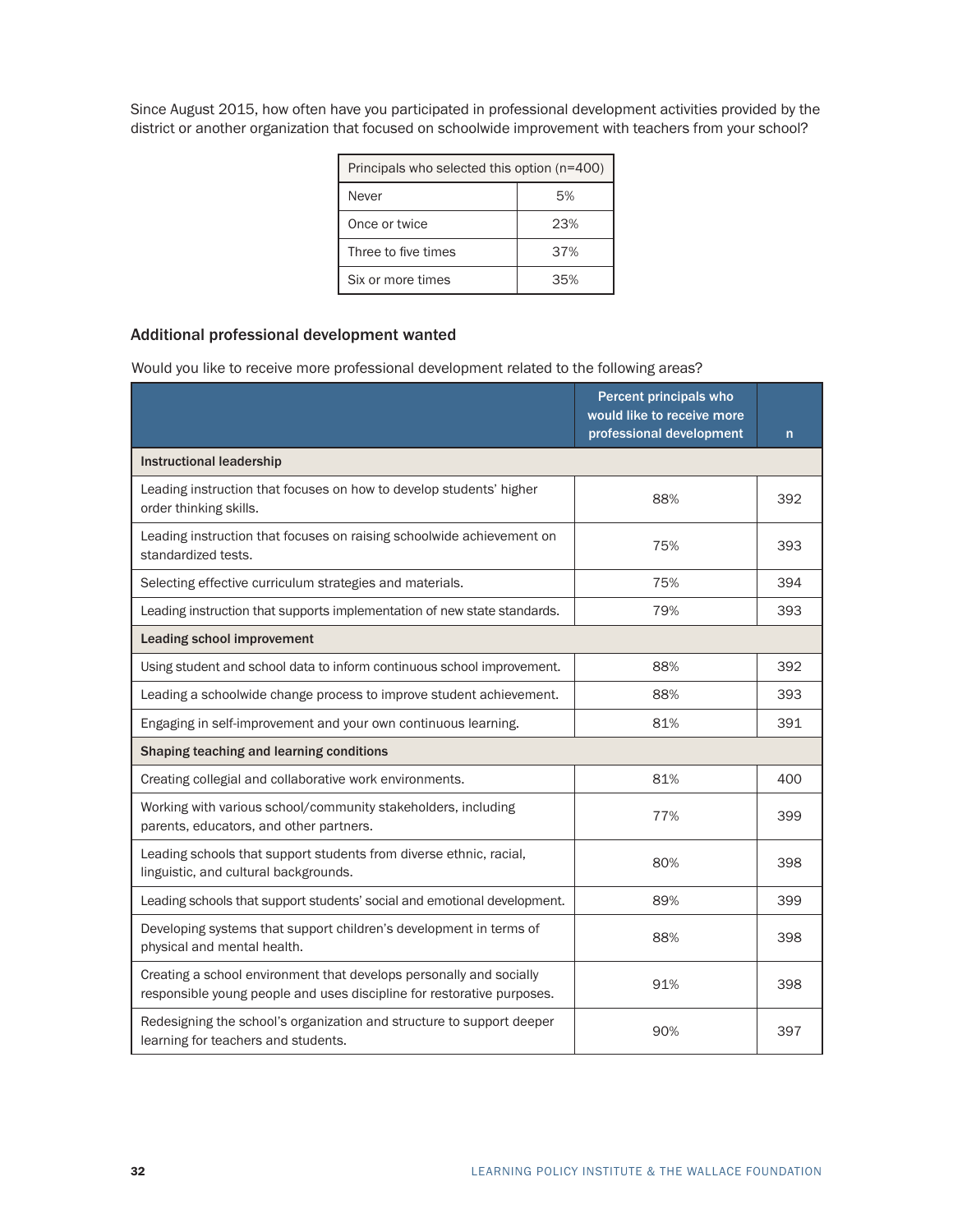Since August 2015, how often have you participated in professional development activities provided by the district or another organization that focused on schoolwide improvement with teachers from your school?

| Principals who selected this option (n=400) | |
|---|---|
| Never | 5% |
| Once or twice | 23% |
| Three to five times | 37% |
| Six or more times | 35% |

### Additional professional development wanted

Would you like to receive more professional development related to the following areas?

| | Percent principals who would like to receive more professional development | n |
|---|---|---|
| **Instructional leadership** | | |
| Leading instruction that focuses on how to develop students' higher order thinking skills. | 88% | 392 |
| Leading instruction that focuses on raising schoolwide achievement on standardized tests. | 75% | 393 |
| Selecting effective curriculum strategies and materials. | 75% | 394 |
| Leading instruction that supports implementation of new state standards. | 79% | 393 |
| **Leading school improvement** | | |
| Using student and school data to inform continuous school improvement. | 88% | 392 |
| Leading a schoolwide change process to improve student achievement. | 88% | 393 |
| Engaging in self-improvement and your own continuous learning. | 81% | 391 |
| **Shaping teaching and learning conditions** | | |
| Creating collegial and collaborative work environments. | 81% | 400 |
| Working with various school/community stakeholders, including parents, educators, and other partners. | 77% | 399 |
| Leading schools that support students from diverse ethnic, racial, linguistic, and cultural backgrounds. | 80% | 398 |
| Leading schools that support students' social and emotional development. | 89% | 399 |
| Developing systems that support children's development in terms of physical and mental health. | 88% | 398 |
| Creating a school environment that develops personally and socially responsible young people and uses discipline for restorative purposes. | 91% | 398 |
| Redesigning the school's organization and structure to support deeper learning for teachers and students. | 90% | 397 |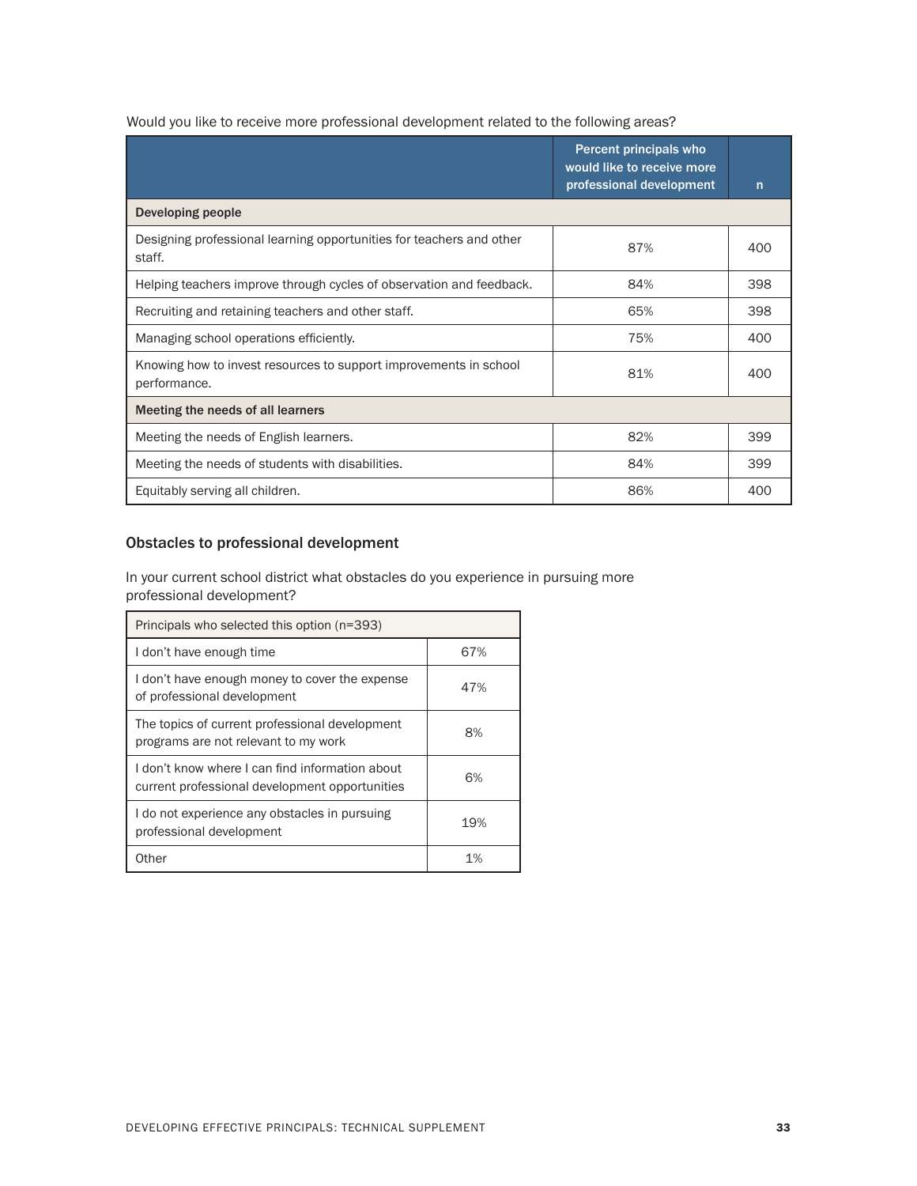Would you like to receive more professional development related to the following areas?

| | Percent principals who would like to receive more professional development | n |
|---|---|---|
| **Developing people** | | |
| Designing professional learning opportunities for teachers and other staff. | 87% | 400 |
| Helping teachers improve through cycles of observation and feedback. | 84% | 398 |
| Recruiting and retaining teachers and other staff. | 65% | 398 |
| Managing school operations efficiently. | 75% | 400 |
| Knowing how to invest resources to support improvements in school performance. | 81% | 400 |
| **Meeting the needs of all learners** | | |
| Meeting the needs of English learners. | 82% | 399 |
| Meeting the needs of students with disabilities. | 84% | 399 |
| Equitably serving all children. | 86% | 400 |

### Obstacles to professional development

In your current school district what obstacles do you experience in pursuing more professional development?

| Principals who selected this option (n=393) | |
|---|---|
| I don't have enough time | 67% |
| I don't have enough money to cover the expense of professional development | 47% |
| The topics of current professional development programs are not relevant to my work | 8% |
| I don't know where I can find information about current professional development opportunities | 6% |
| I do not experience any obstacles in pursuing professional development | 19% |
| Other | 1% |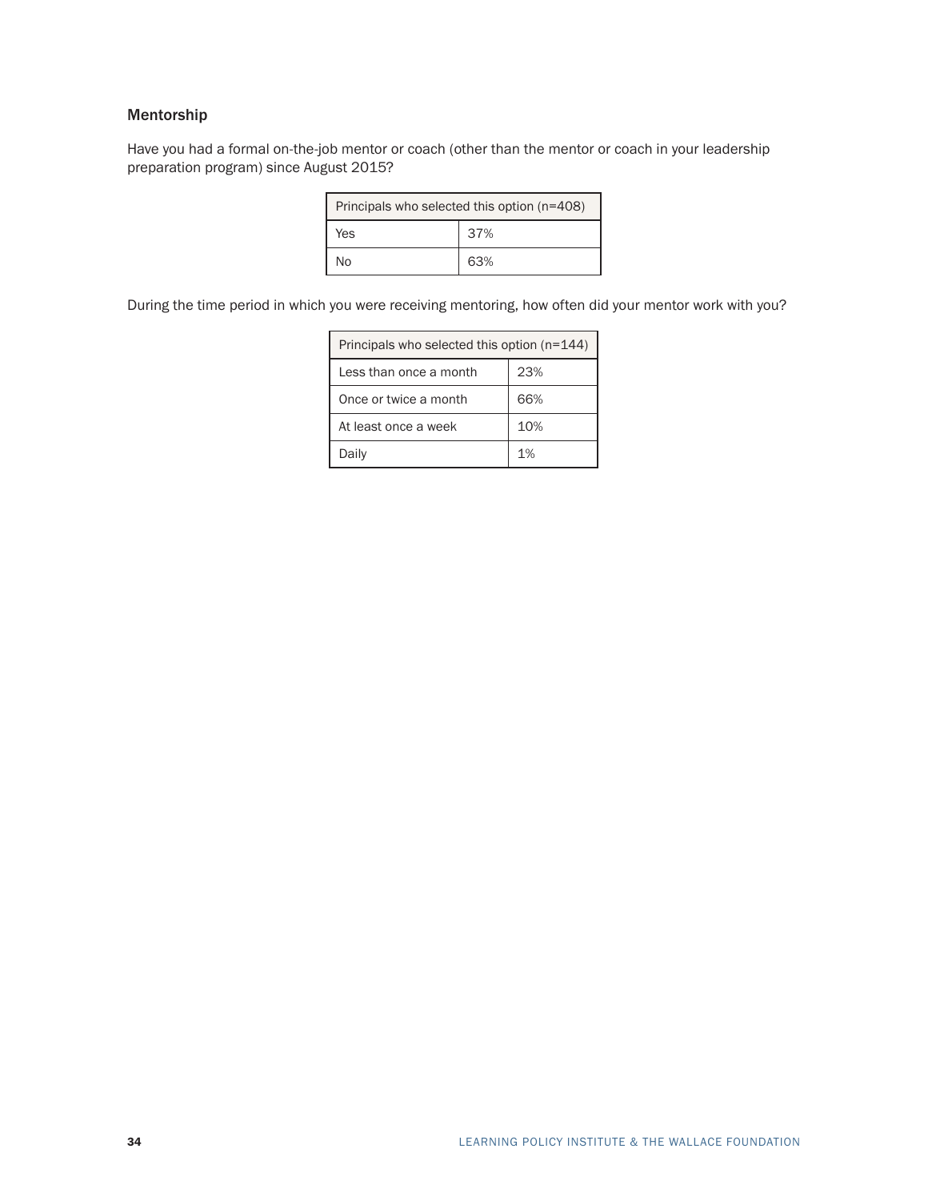### Mentorship

Have you had a formal on-the-job mentor or coach (other than the mentor or coach in your leadership preparation program) since August 2015?

| Principals who selected this option (n=408) | |
|---|---|
| Yes | 37% |
| No | 63% |

During the time period in which you were receiving mentoring, how often did your mentor work with you?

| Principals who selected this option (n=144) | |
|---|---|
| Less than once a month | 23% |
| Once or twice a month | 66% |
| At least once a week | 10% |
| Daily | 1% |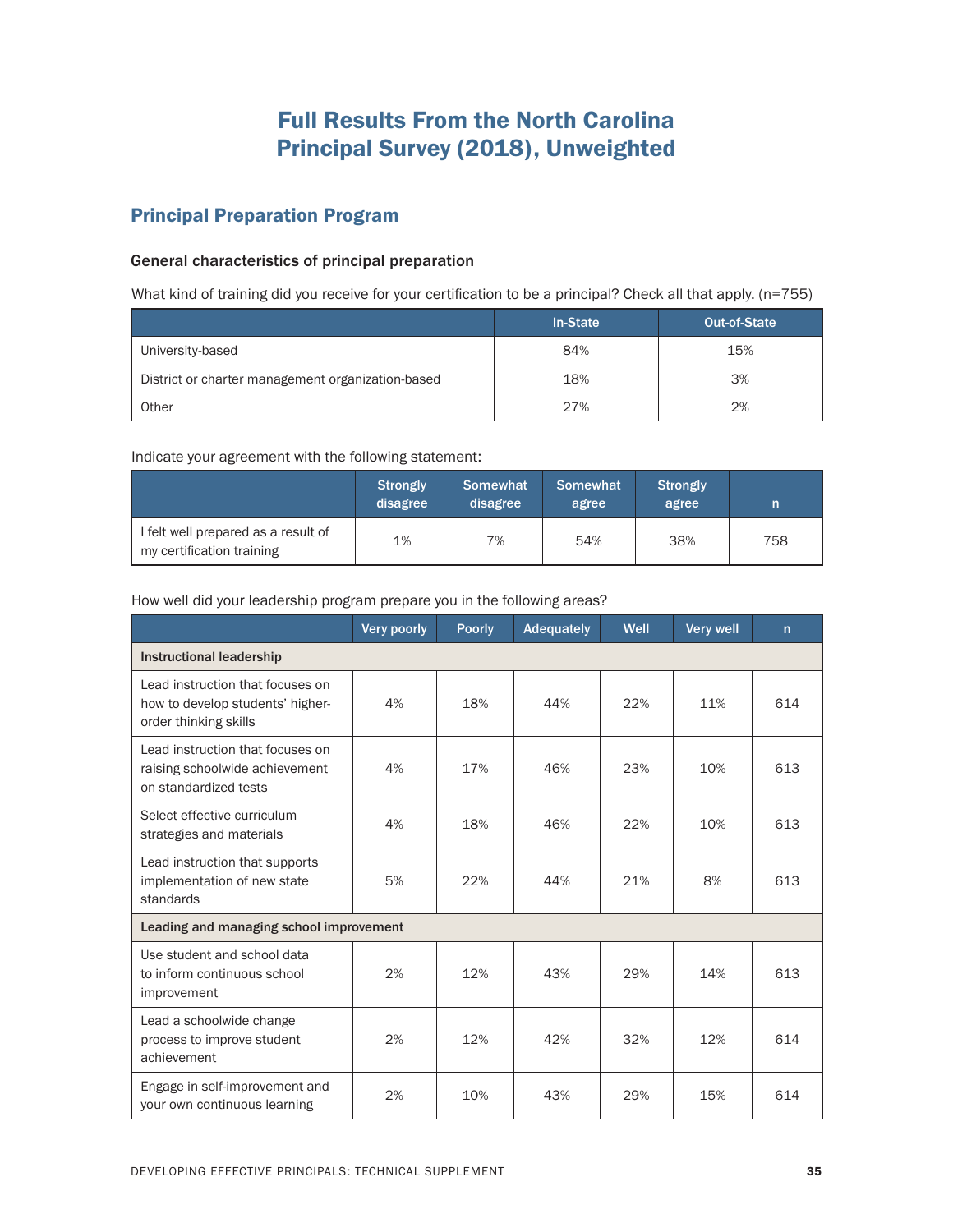# Full Results From the North Carolina Principal Survey (2018), Unweighted

## Principal Preparation Program

### General characteristics of principal preparation

What kind of training did you receive for your certification to be a principal? Check all that apply. (n=755)

| | In-State | Out-of-State |
|---|---|---|
| University-based | 84% | 15% |
| District or charter management organization-based | 18% | 3% |
| Other | 27% | 2% |

Indicate your agreement with the following statement:

| | Strongly disagree | Somewhat disagree | Somewhat agree | Strongly agree | n |
|---|---|---|---|---|---|
| I felt well prepared as a result of my certification training | 1% | 7% | 54% | 38% | 758 |

How well did your leadership program prepare you in the following areas?

| | Very poorly | Poorly | Adequately | Well | Very well | n |
|---|---|---|---|---|---|---|
| **Instructional leadership** | | | | | | |
| Lead instruction that focuses on how to develop students' higher-order thinking skills | 4% | 18% | 44% | 22% | 11% | 614 |
| Lead instruction that focuses on raising schoolwide achievement on standardized tests | 4% | 17% | 46% | 23% | 10% | 613 |
| Select effective curriculum strategies and materials | 4% | 18% | 46% | 22% | 10% | 613 |
| Lead instruction that supports implementation of new state standards | 5% | 22% | 44% | 21% | 8% | 613 |
| **Leading and managing school improvement** | | | | | | |
| Use student and school data to inform continuous school improvement | 2% | 12% | 43% | 29% | 14% | 613 |
| Lead a schoolwide change process to improve student achievement | 2% | 12% | 42% | 32% | 12% | 614 |
| Engage in self-improvement and your own continuous learning | 2% | 10% | 43% | 29% | 15% | 614 |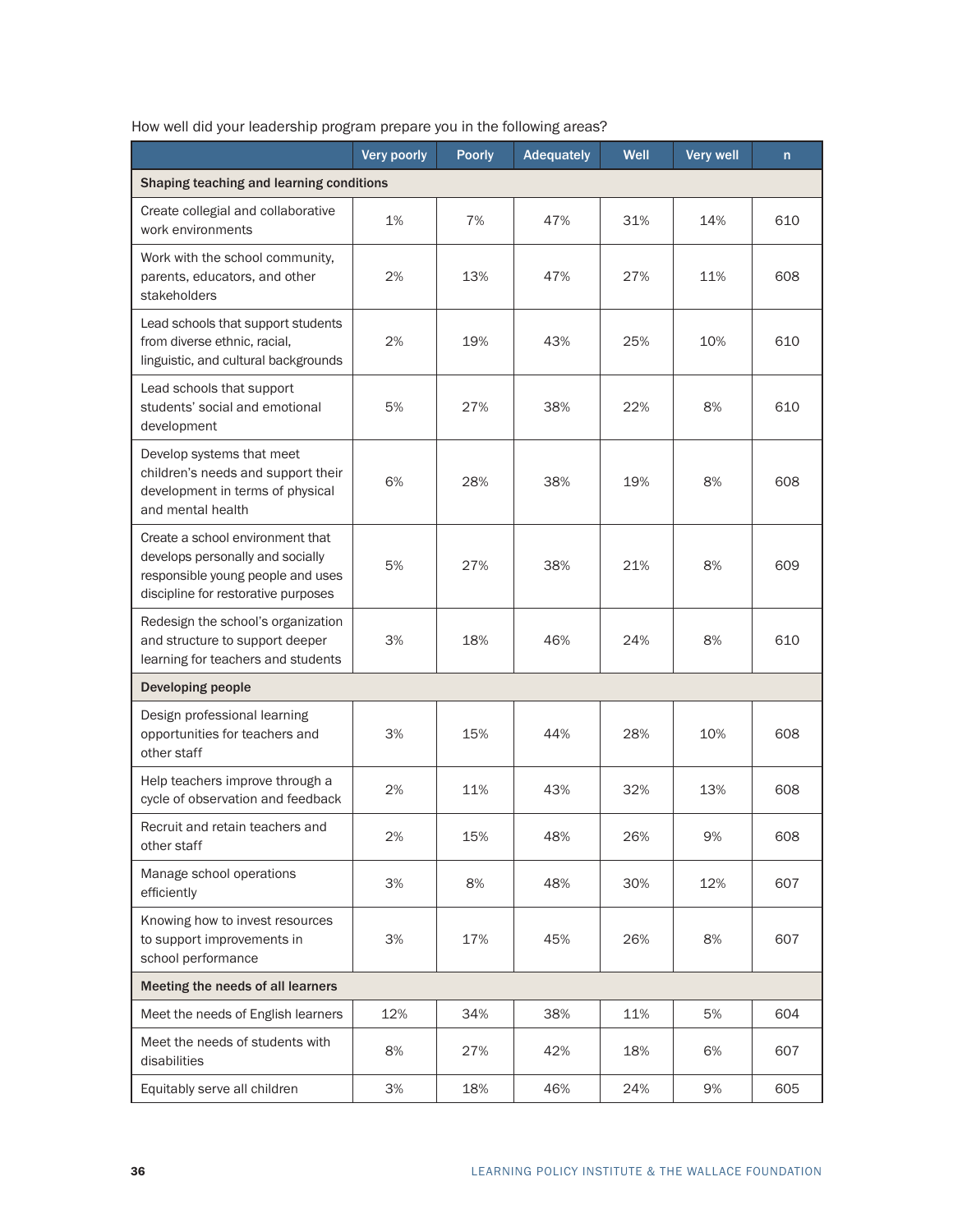How well did your leadership program prepare you in the following areas?

| | Very poorly | Poorly | Adequately | Well | Very well | n |
|---|---|---|---|---|---|---|
| **Shaping teaching and learning conditions** | | | | | | |
| Create collegial and collaborative work environments | 1% | 7% | 47% | 31% | 14% | 610 |
| Work with the school community, parents, educators, and other stakeholders | 2% | 13% | 47% | 27% | 11% | 608 |
| Lead schools that support students from diverse ethnic, racial, linguistic, and cultural backgrounds | 2% | 19% | 43% | 25% | 10% | 610 |
| Lead schools that support students' social and emotional development | 5% | 27% | 38% | 22% | 8% | 610 |
| Develop systems that meet children's needs and support their development in terms of physical and mental health | 6% | 28% | 38% | 19% | 8% | 608 |
| Create a school environment that develops personally and socially responsible young people and uses discipline for restorative purposes | 5% | 27% | 38% | 21% | 8% | 609 |
| Redesign the school's organization and structure to support deeper learning for teachers and students | 3% | 18% | 46% | 24% | 8% | 610 |
| **Developing people** | | | | | | |
| Design professional learning opportunities for teachers and other staff | 3% | 15% | 44% | 28% | 10% | 608 |
| Help teachers improve through a cycle of observation and feedback | 2% | 11% | 43% | 32% | 13% | 608 |
| Recruit and retain teachers and other staff | 2% | 15% | 48% | 26% | 9% | 608 |
| Manage school operations efficiently | 3% | 8% | 48% | 30% | 12% | 607 |
| Knowing how to invest resources to support improvements in school performance | 3% | 17% | 45% | 26% | 8% | 607 |
| **Meeting the needs of all learners** | | | | | | |
| Meet the needs of English learners | 12% | 34% | 38% | 11% | 5% | 604 |
| Meet the needs of students with disabilities | 8% | 27% | 42% | 18% | 6% | 607 |
| Equitably serve all children | 3% | 18% | 46% | 24% | 9% | 605 |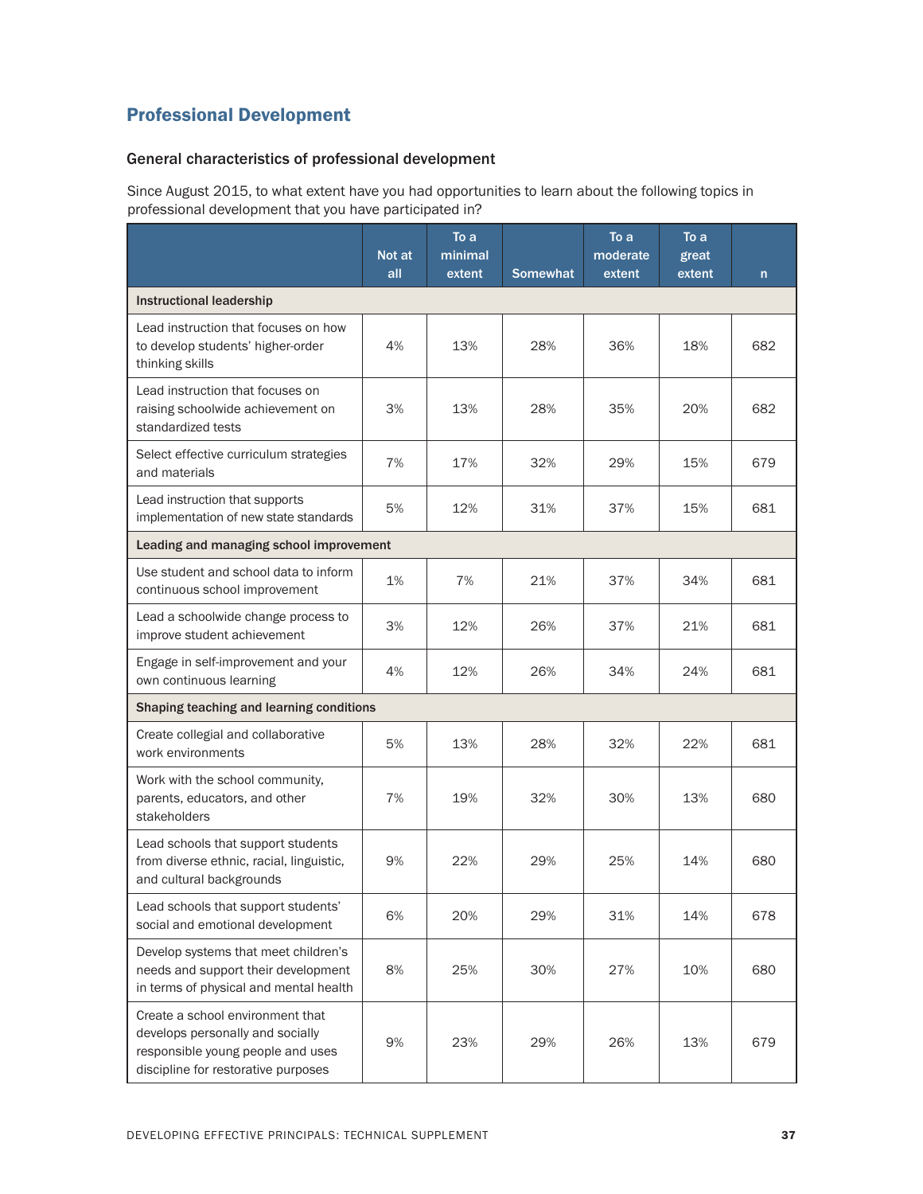## Professional Development

### General characteristics of professional development

Since August 2015, to what extent have you had opportunities to learn about the following topics in professional development that you have participated in?

| | Not at all | To a minimal extent | Somewhat | To a moderate extent | To a great extent | n |
|---|---|---|---|---|---|---|
| **Instructional leadership** | | | | | | |
| Lead instruction that focuses on how to develop students' higher-order thinking skills | 4% | 13% | 28% | 36% | 18% | 682 |
| Lead instruction that focuses on raising schoolwide achievement on standardized tests | 3% | 13% | 28% | 35% | 20% | 682 |
| Select effective curriculum strategies and materials | 7% | 17% | 32% | 29% | 15% | 679 |
| Lead instruction that supports implementation of new state standards | 5% | 12% | 31% | 37% | 15% | 681 |
| **Leading and managing school improvement** | | | | | | |
| Use student and school data to inform continuous school improvement | 1% | 7% | 21% | 37% | 34% | 681 |
| Lead a schoolwide change process to improve student achievement | 3% | 12% | 26% | 37% | 21% | 681 |
| Engage in self-improvement and your own continuous learning | 4% | 12% | 26% | 34% | 24% | 681 |
| **Shaping teaching and learning conditions** | | | | | | |
| Create collegial and collaborative work environments | 5% | 13% | 28% | 32% | 22% | 681 |
| Work with the school community, parents, educators, and other stakeholders | 7% | 19% | 32% | 30% | 13% | 680 |
| Lead schools that support students from diverse ethnic, racial, linguistic, and cultural backgrounds | 9% | 22% | 29% | 25% | 14% | 680 |
| Lead schools that support students' social and emotional development | 6% | 20% | 29% | 31% | 14% | 678 |
| Develop systems that meet children's needs and support their development in terms of physical and mental health | 8% | 25% | 30% | 27% | 10% | 680 |
| Create a school environment that develops personally and socially responsible young people and uses discipline for restorative purposes | 9% | 23% | 29% | 26% | 13% | 679 |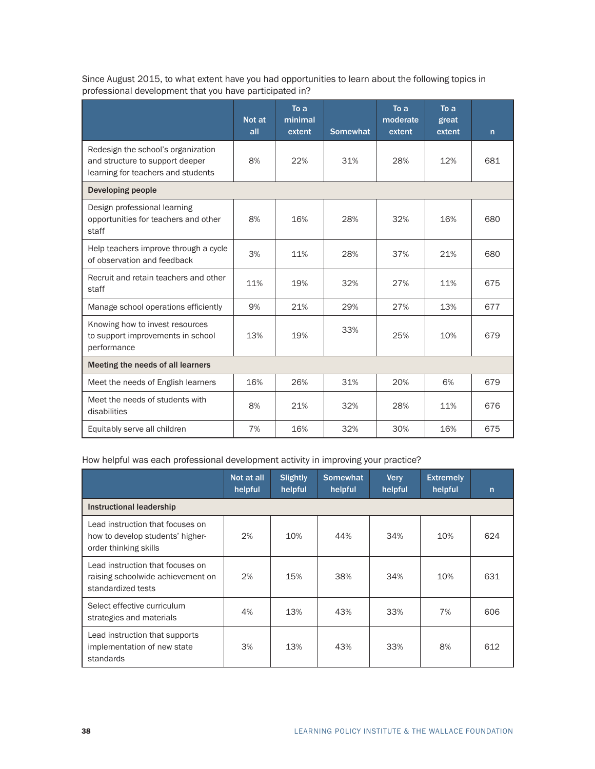Since August 2015, to what extent have you had opportunities to learn about the following topics in professional development that you have participated in?

| | Not at all | To a minimal extent | Somewhat | To a moderate extent | To a great extent | n |
|---|---|---|---|---|---|---|
| Redesign the school's organization and structure to support deeper learning for teachers and students | 8% | 22% | 31% | 28% | 12% | 681 |
| **Developing people** | | | | | | |
| Design professional learning opportunities for teachers and other staff | 8% | 16% | 28% | 32% | 16% | 680 |
| Help teachers improve through a cycle of observation and feedback | 3% | 11% | 28% | 37% | 21% | 680 |
| Recruit and retain teachers and other staff | 11% | 19% | 32% | 27% | 11% | 675 |
| Manage school operations efficiently | 9% | 21% | 29% | 27% | 13% | 677 |
| Knowing how to invest resources to support improvements in school performance | 13% | 19% | 33% | 25% | 10% | 679 |
| **Meeting the needs of all learners** | | | | | | |
| Meet the needs of English learners | 16% | 26% | 31% | 20% | 6% | 679 |
| Meet the needs of students with disabilities | 8% | 21% | 32% | 28% | 11% | 676 |
| Equitably serve all children | 7% | 16% | 32% | 30% | 16% | 675 |

How helpful was each professional development activity in improving your practice?

| | Not at all helpful | Slightly helpful | Somewhat helpful | Very helpful | Extremely helpful | n |
|---|---|---|---|---|---|---|
| **Instructional leadership** | | | | | | |
| Lead instruction that focuses on how to develop students' higher-order thinking skills | 2% | 10% | 44% | 34% | 10% | 624 |
| Lead instruction that focuses on raising schoolwide achievement on standardized tests | 2% | 15% | 38% | 34% | 10% | 631 |
| Select effective curriculum strategies and materials | 4% | 13% | 43% | 33% | 7% | 606 |
| Lead instruction that supports implementation of new state standards | 3% | 13% | 43% | 33% | 8% | 612 |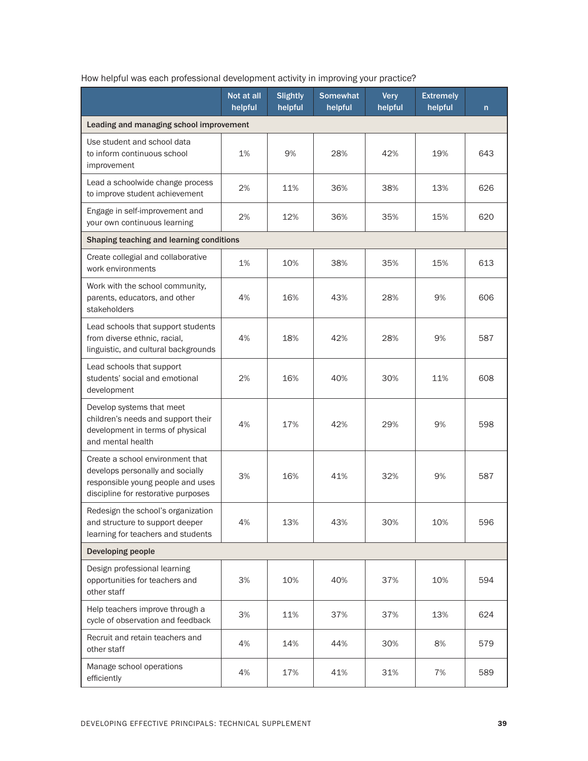How helpful was each professional development activity in improving your practice?

| | Not at all helpful | Slightly helpful | Somewhat helpful | Very helpful | Extremely helpful | n |
|---|---|---|---|---|---|---|
| **Leading and managing school improvement** | | | | | | |
| Use student and school data to inform continuous school improvement | 1% | 9% | 28% | 42% | 19% | 643 |
| Lead a schoolwide change process to improve student achievement | 2% | 11% | 36% | 38% | 13% | 626 |
| Engage in self-improvement and your own continuous learning | 2% | 12% | 36% | 35% | 15% | 620 |
| **Shaping teaching and learning conditions** | | | | | | |
| Create collegial and collaborative work environments | 1% | 10% | 38% | 35% | 15% | 613 |
| Work with the school community, parents, educators, and other stakeholders | 4% | 16% | 43% | 28% | 9% | 606 |
| Lead schools that support students from diverse ethnic, racial, linguistic, and cultural backgrounds | 4% | 18% | 42% | 28% | 9% | 587 |
| Lead schools that support students' social and emotional development | 2% | 16% | 40% | 30% | 11% | 608 |
| Develop systems that meet children's needs and support their development in terms of physical and mental health | 4% | 17% | 42% | 29% | 9% | 598 |
| Create a school environment that develops personally and socially responsible young people and uses discipline for restorative purposes | 3% | 16% | 41% | 32% | 9% | 587 |
| Redesign the school's organization and structure to support deeper learning for teachers and students | 4% | 13% | 43% | 30% | 10% | 596 |
| **Developing people** | | | | | | |
| Design professional learning opportunities for teachers and other staff | 3% | 10% | 40% | 37% | 10% | 594 |
| Help teachers improve through a cycle of observation and feedback | 3% | 11% | 37% | 37% | 13% | 624 |
| Recruit and retain teachers and other staff | 4% | 14% | 44% | 30% | 8% | 579 |
| Manage school operations efficiently | 4% | 17% | 41% | 31% | 7% | 589 |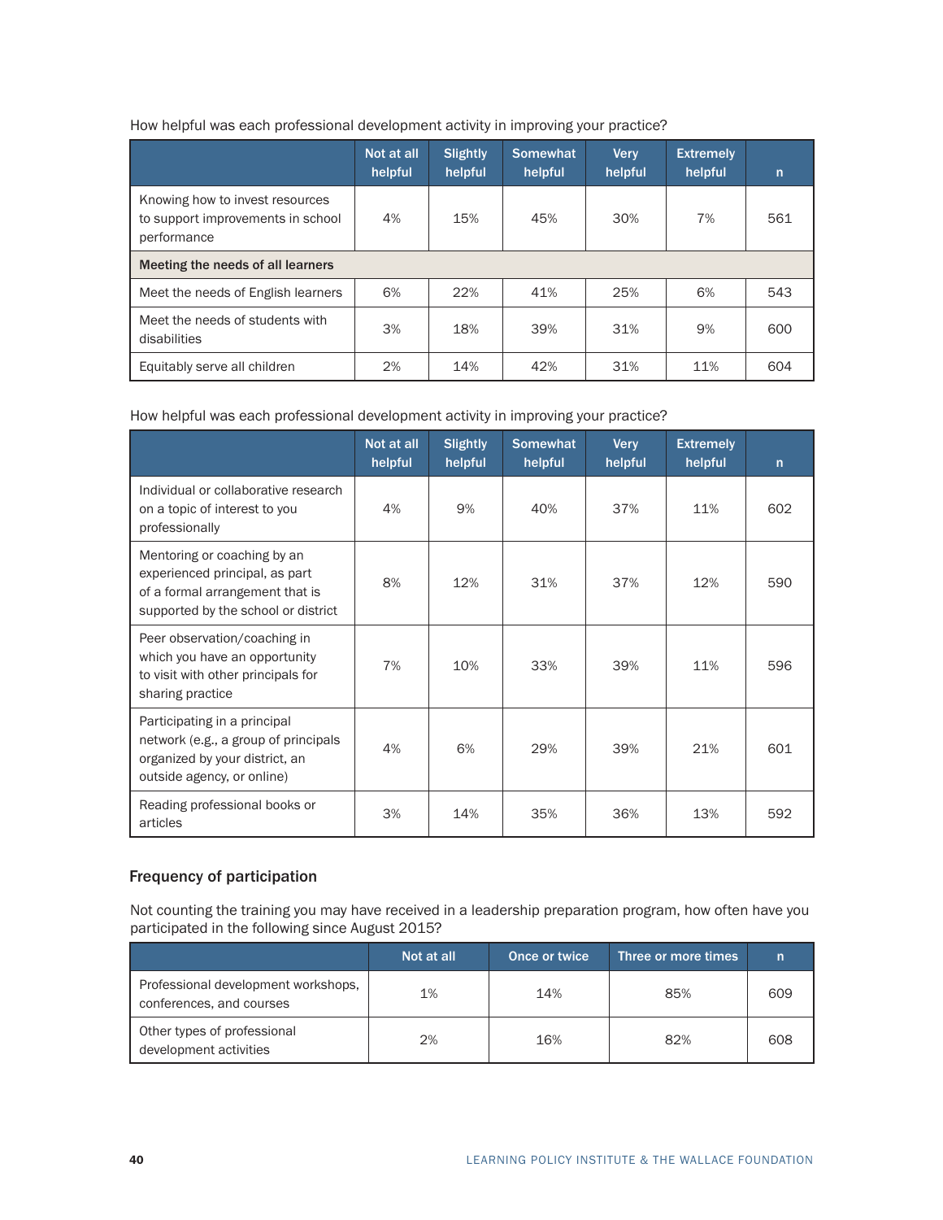How helpful was each professional development activity in improving your practice?

| | Not at all helpful | Slightly helpful | Somewhat helpful | Very helpful | Extremely helpful | n |
|---|---|---|---|---|---|---|
| Knowing how to invest resources to support improvements in school performance | 4% | 15% | 45% | 30% | 7% | 561 |
| **Meeting the needs of all learners** | | | | | | |
| Meet the needs of English learners | 6% | 22% | 41% | 25% | 6% | 543 |
| Meet the needs of students with disabilities | 3% | 18% | 39% | 31% | 9% | 600 |
| Equitably serve all children | 2% | 14% | 42% | 31% | 11% | 604 |

How helpful was each professional development activity in improving your practice?

| | Not at all helpful | Slightly helpful | Somewhat helpful | Very helpful | Extremely helpful | n |
|---|---|---|---|---|---|---|
| Individual or collaborative research on a topic of interest to you professionally | 4% | 9% | 40% | 37% | 11% | 602 |
| Mentoring or coaching by an experienced principal, as part of a formal arrangement that is supported by the school or district | 8% | 12% | 31% | 37% | 12% | 590 |
| Peer observation/coaching in which you have an opportunity to visit with other principals for sharing practice | 7% | 10% | 33% | 39% | 11% | 596 |
| Participating in a principal network (e.g., a group of principals organized by your district, an outside agency, or online) | 4% | 6% | 29% | 39% | 21% | 601 |
| Reading professional books or articles | 3% | 14% | 35% | 36% | 13% | 592 |

### Frequency of participation

Not counting the training you may have received in a leadership preparation program, how often have you participated in the following since August 2015?

| | Not at all | Once or twice | Three or more times | n |
|---|---|---|---|---|
| Professional development workshops, conferences, and courses | 1% | 14% | 85% | 609 |
| Other types of professional development activities | 2% | 16% | 82% | 608 |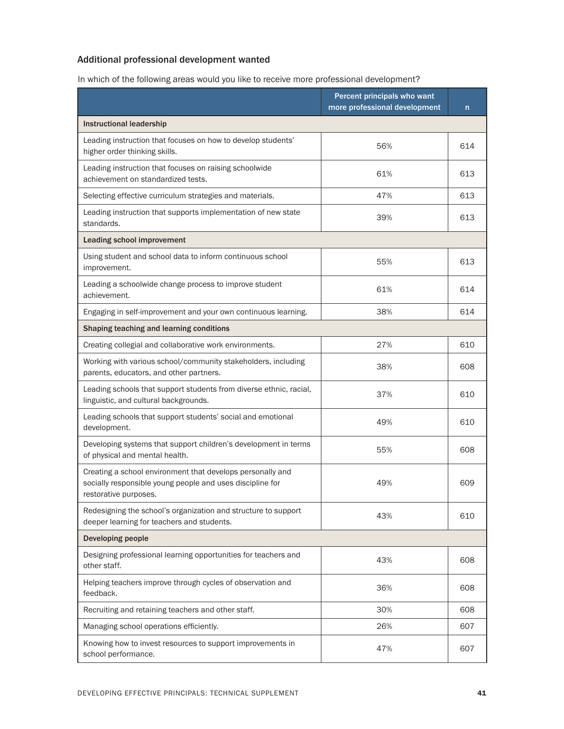### Additional professional development wanted

In which of the following areas would you like to receive more professional development?

| | Percent principals who want more professional development | n |
|---|---|---|
| **Instructional leadership** | | |
| Leading instruction that focuses on how to develop students' higher order thinking skills. | 56% | 614 |
| Leading instruction that focuses on raising schoolwide achievement on standardized tests. | 61% | 613 |
| Selecting effective curriculum strategies and materials. | 47% | 613 |
| Leading instruction that supports implementation of new state standards. | 39% | 613 |
| **Leading school improvement** | | |
| Using student and school data to inform continuous school improvement. | 55% | 613 |
| Leading a schoolwide change process to improve student achievement. | 61% | 614 |
| Engaging in self-improvement and your own continuous learning. | 38% | 614 |
| **Shaping teaching and learning conditions** | | |
| Creating collegial and collaborative work environments. | 27% | 610 |
| Working with various school/community stakeholders, including parents, educators, and other partners. | 38% | 608 |
| Leading schools that support students from diverse ethnic, racial, linguistic, and cultural backgrounds. | 37% | 610 |
| Leading schools that support students' social and emotional development. | 49% | 610 |
| Developing systems that support children's development in terms of physical and mental health. | 55% | 608 |
| Creating a school environment that develops personally and socially responsible young people and uses discipline for restorative purposes. | 49% | 609 |
| Redesigning the school's organization and structure to support deeper learning for teachers and students. | 43% | 610 |
| **Developing people** | | |
| Designing professional learning opportunities for teachers and other staff. | 43% | 608 |
| Helping teachers improve through cycles of observation and feedback. | 36% | 608 |
| Recruiting and retaining teachers and other staff. | 30% | 608 |
| Managing school operations efficiently. | 26% | 607 |
| Knowing how to invest resources to support improvements in school performance. | 47% | 607 |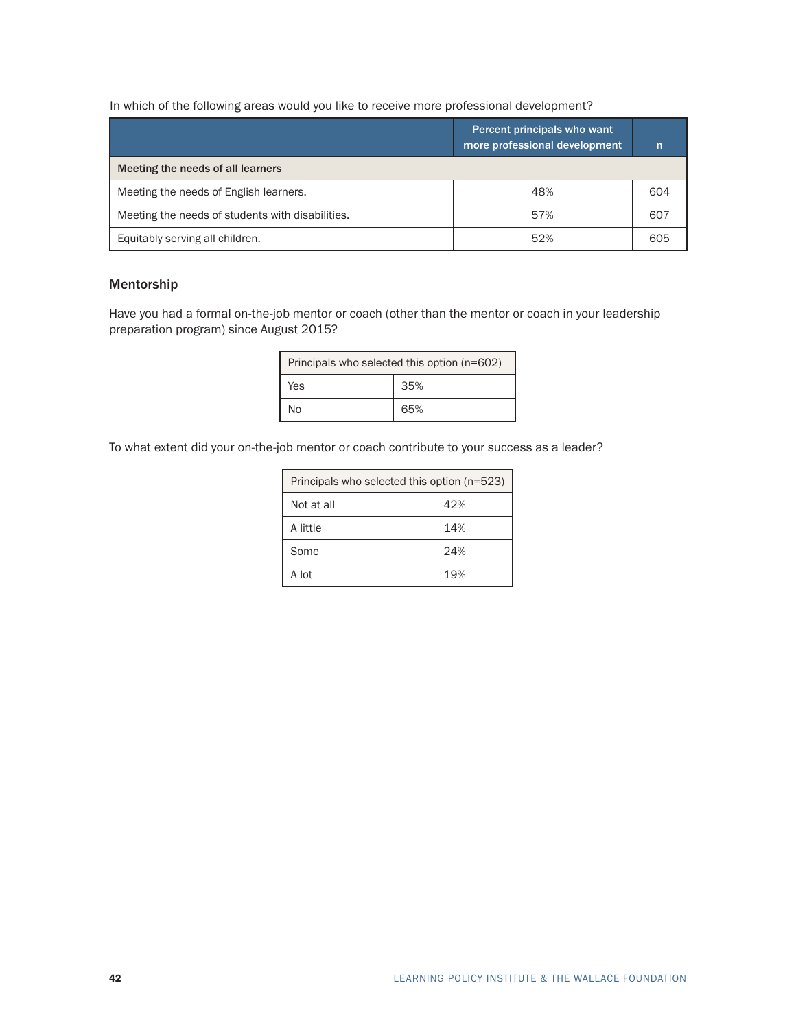In which of the following areas would you like to receive more professional development?

| | Percent principals who want more professional development | n |
|---|---|---|
| **Meeting the needs of all learners** | | |
| Meeting the needs of English learners. | 48% | 604 |
| Meeting the needs of students with disabilities. | 57% | 607 |
| Equitably serving all children. | 52% | 605 |

## Mentorship

Have you had a formal on-the-job mentor or coach (other than the mentor or coach in your leadership preparation program) since August 2015?

| Principals who selected this option (n=602) | |
|---|---|
| Yes | 35% |
| No | 65% |

To what extent did your on-the-job mentor or coach contribute to your success as a leader?

| Principals who selected this option (n=523) | |
|---|---|
| Not at all | 42% |
| A little | 14% |
| Some | 24% |
| A lot | 19% |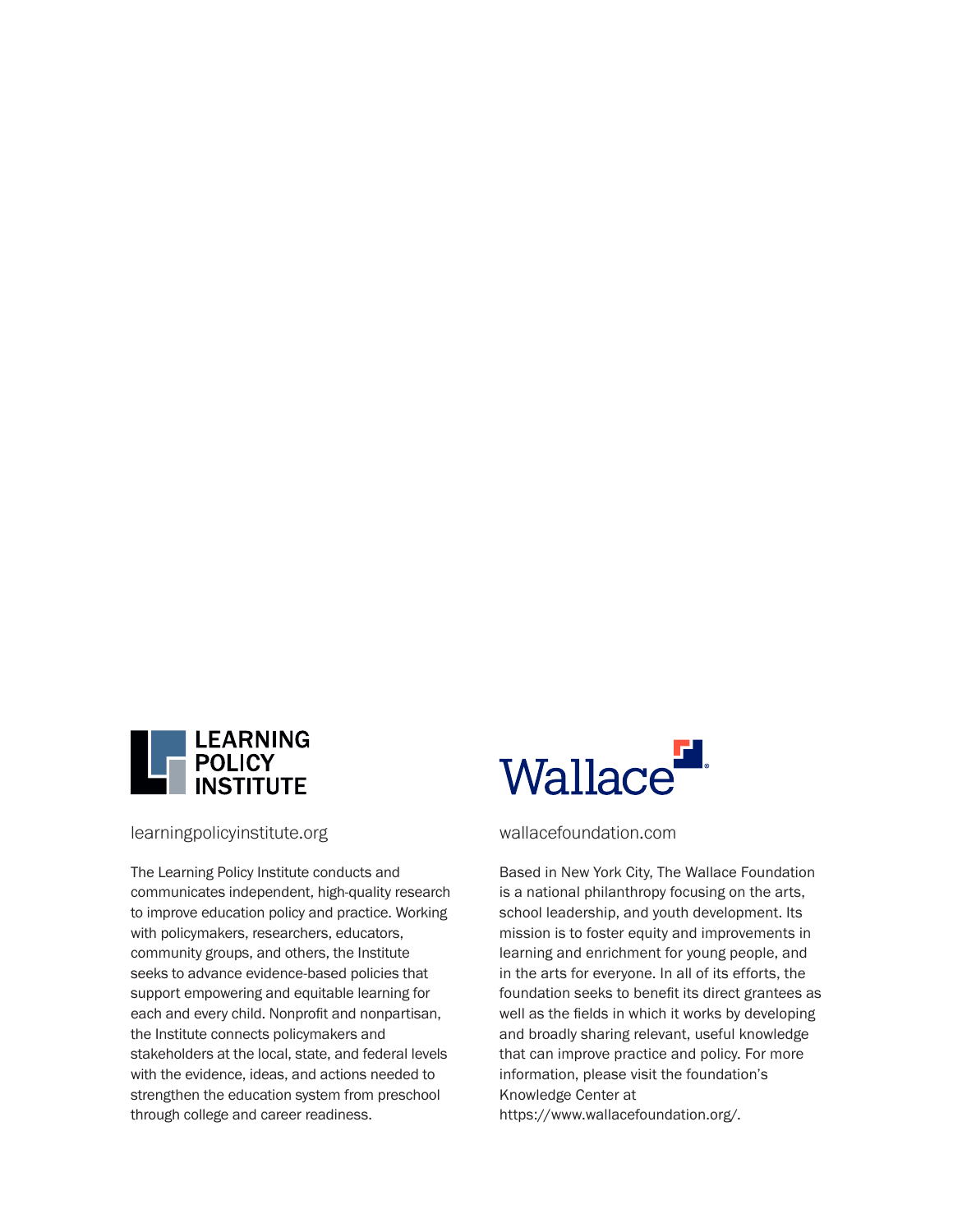LEARNING POLICY INSTITUTE

learningpolicyinstitute.org

The Learning Policy Institute conducts and communicates independent, high-quality research to improve education policy and practice. Working with policymakers, researchers, educators, community groups, and others, the Institute seeks to advance evidence-based policies that support empowering and equitable learning for each and every child. Nonprofit and nonpartisan, the Institute connects policymakers and stakeholders at the local, state, and federal levels with the evidence, ideas, and actions needed to strengthen the education system from preschool through college and career readiness.

Wallace

wallacefoundation.com

Based in New York City, The Wallace Foundation is a national philanthropy focusing on the arts, school leadership, and youth development. Its mission is to foster equity and improvements in learning and enrichment for young people, and in the arts for everyone. In all of its efforts, the foundation seeks to benefit its direct grantees as well as the fields in which it works by developing and broadly sharing relevant, useful knowledge that can improve practice and policy. For more information, please visit the foundation's Knowledge Center at https://www.wallacefoundation.org/.